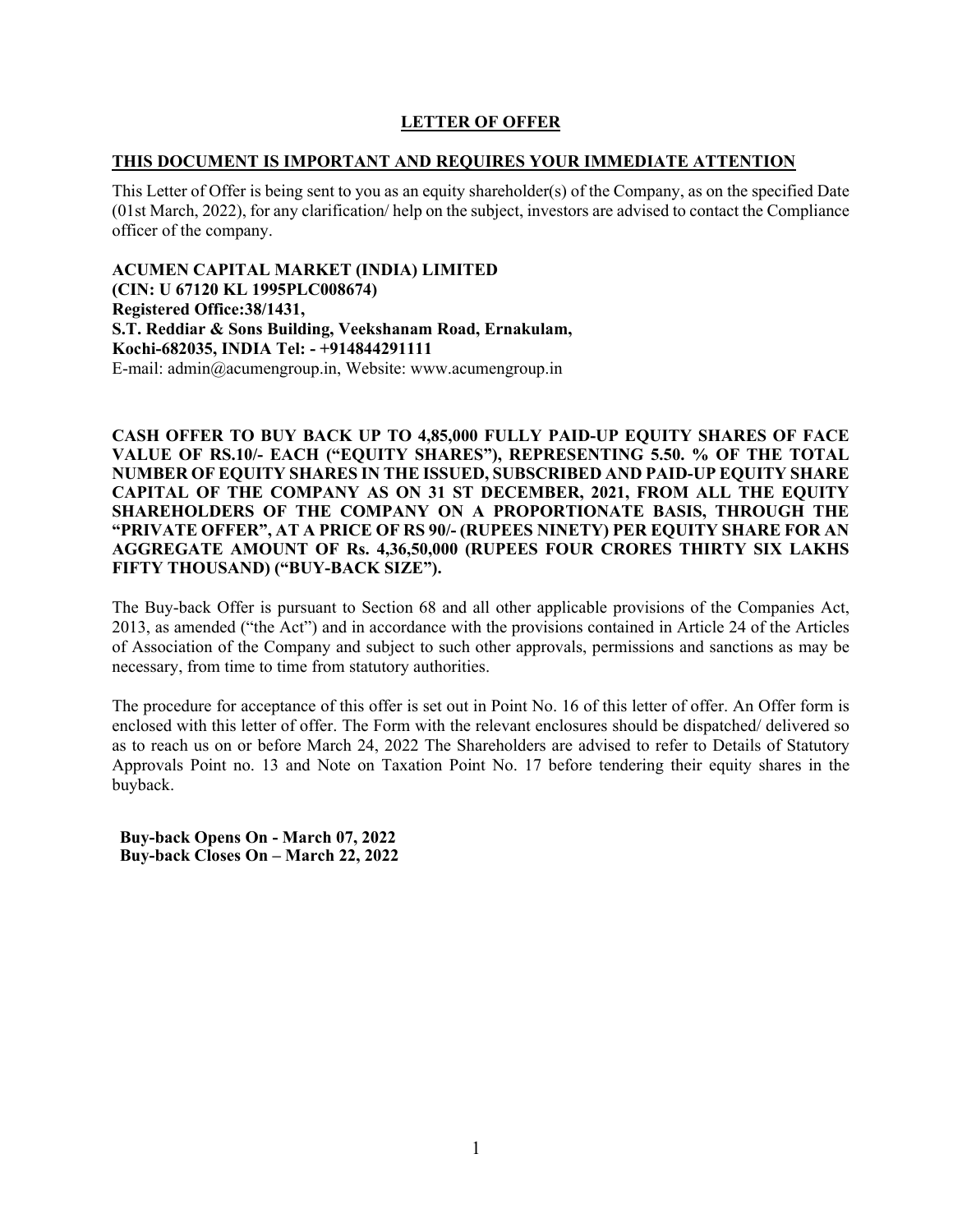# LETTER OF OFFER

## THIS DOCUMENT IS IMPORTANT AND REQUIRES YOUR IMMEDIATE ATTENTION

This Letter of Offer is being sent to you as an equity shareholder(s) of the Company, as on the specified Date (01st March, 2022), for any clarification/ help on the subject, investors are advised to contact the Compliance officer of the company.

**ACUMEN CAPITAL MARKET (INDIA) LIMITED**
**(CIN: U 67120 KL 1995PLC008674)**
**Registered Office:38/1431,**
**S.T. Reddiar & Sons Building, Veekshanam Road, Ernakulam,**
**Kochi-682035, INDIA Tel: - +914844291111**
E-mail: admin@acumengroup.in, Website: www.acumengroup.in

**CASH OFFER TO BUY BACK UP TO 4,85,000 FULLY PAID-UP EQUITY SHARES OF FACE VALUE OF RS.10/- EACH ("EQUITY SHARES"), REPRESENTING 5.50. % OF THE TOTAL NUMBER OF EQUITY SHARES IN THE ISSUED, SUBSCRIBED AND PAID-UP EQUITY SHARE CAPITAL OF THE COMPANY AS ON 31 ST DECEMBER, 2021, FROM ALL THE EQUITY SHAREHOLDERS OF THE COMPANY ON A PROPORTIONATE BASIS, THROUGH THE "PRIVATE OFFER", AT A PRICE OF RS 90/- (RUPEES NINETY) PER EQUITY SHARE FOR AN AGGREGATE AMOUNT OF Rs. 4,36,50,000 (RUPEES FOUR CRORES THIRTY SIX LAKHS FIFTY THOUSAND) ("BUY-BACK SIZE").**

The Buy-back Offer is pursuant to Section 68 and all other applicable provisions of the Companies Act, 2013, as amended ("the Act") and in accordance with the provisions contained in Article 24 of the Articles of Association of the Company and subject to such other approvals, permissions and sanctions as may be necessary, from time to time from statutory authorities.

The procedure for acceptance of this offer is set out in Point No. 16 of this letter of offer. An Offer form is enclosed with this letter of offer. The Form with the relevant enclosures should be dispatched/ delivered so as to reach us on or before March 24, 2022 The Shareholders are advised to refer to Details of Statutory Approvals Point no. 13 and Note on Taxation Point No. 17 before tendering their equity shares in the buyback.

**Buy-back Opens On - March 07, 2022**
**Buy-back Closes On – March 22, 2022**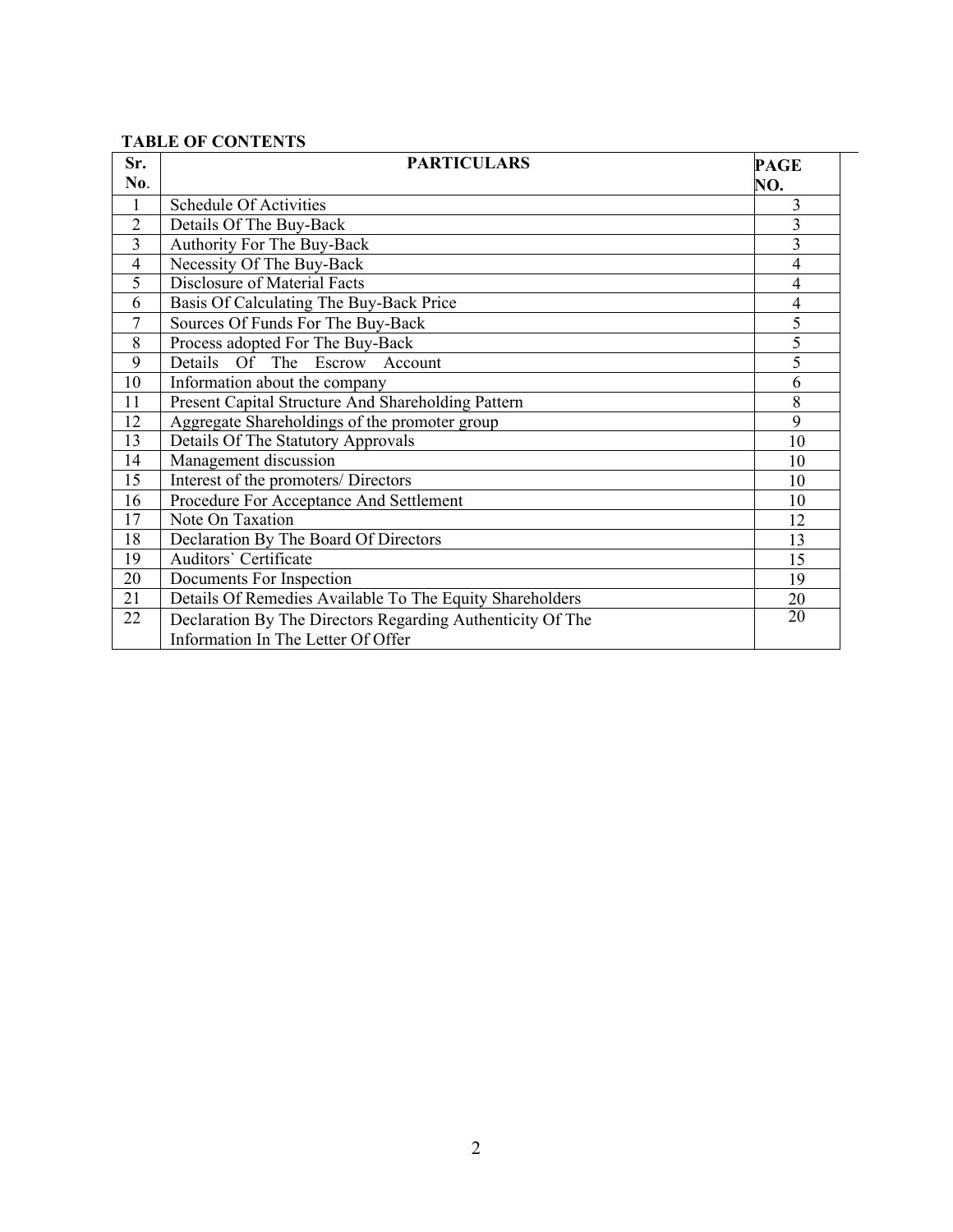**TABLE OF CONTENTS**

| Sr. No. | PARTICULARS | PAGE NO. |
|---|---|---|
| 1 | Schedule Of Activities | 3 |
| 2 | Details Of The Buy-Back | 3 |
| 3 | Authority For The Buy-Back | 3 |
| 4 | Necessity Of The Buy-Back | 4 |
| 5 | Disclosure of Material Facts | 4 |
| 6 | Basis Of Calculating The Buy-Back Price | 4 |
| 7 | Sources Of Funds For The Buy-Back | 5 |
| 8 | Process adopted For The Buy-Back | 5 |
| 9 | Details Of The Escrow Account | 5 |
| 10 | Information about the company | 6 |
| 11 | Present Capital Structure And Shareholding Pattern | 8 |
| 12 | Aggregate Shareholdings of the promoter group | 9 |
| 13 | Details Of The Statutory Approvals | 10 |
| 14 | Management discussion | 10 |
| 15 | Interest of the promoters/ Directors | 10 |
| 16 | Procedure For Acceptance And Settlement | 10 |
| 17 | Note On Taxation | 12 |
| 18 | Declaration By The Board Of Directors | 13 |
| 19 | Auditors` Certificate | 15 |
| 20 | Documents For Inspection | 19 |
| 21 | Details Of Remedies Available To The Equity Shareholders | 20 |
| 22 | Declaration By The Directors Regarding Authenticity Of The Information In The Letter Of Offer | 20 |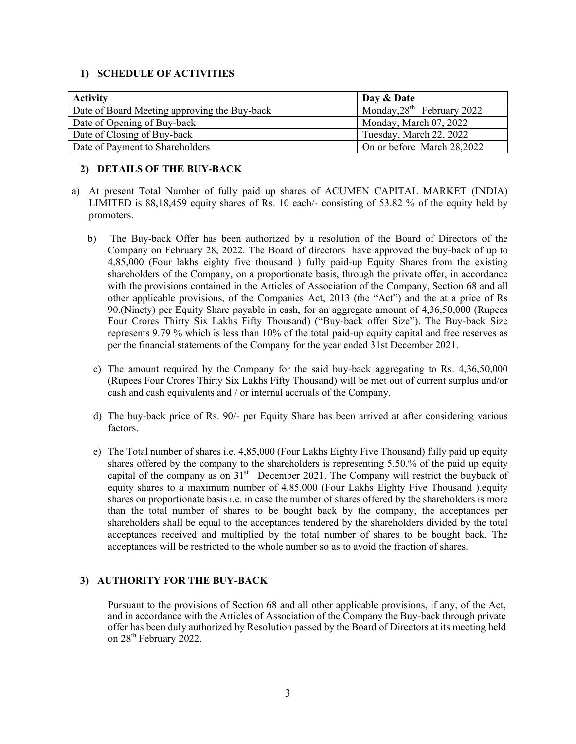### 1) SCHEDULE OF ACTIVITIES

| Activity | Day & Date |
|---|---|
| Date of Board Meeting approving the Buy-back | Monday,28th February 2022 |
| Date of Opening of Buy-back | Monday, March 07, 2022 |
| Date of Closing of Buy-back | Tuesday, March 22, 2022 |
| Date of Payment to Shareholders | On or before March 28,2022 |

### 2) DETAILS OF THE BUY-BACK

a) At present Total Number of fully paid up shares of ACUMEN CAPITAL MARKET (INDIA) LIMITED is 88,18,459 equity shares of Rs. 10 each/- consisting of 53.82 % of the equity held by promoters.

b) The Buy-back Offer has been authorized by a resolution of the Board of Directors of the Company on February 28, 2022. The Board of directors have approved the buy-back of up to 4,85,000 (Four lakhs eighty five thousand ) fully paid-up Equity Shares from the existing shareholders of the Company, on a proportionate basis, through the private offer, in accordance with the provisions contained in the Articles of Association of the Company, Section 68 and all other applicable provisions, of the Companies Act, 2013 (the "Act") and the at a price of Rs 90.(Ninety) per Equity Share payable in cash, for an aggregate amount of 4,36,50,000 (Rupees Four Crores Thirty Six Lakhs Fifty Thousand) ("Buy-back offer Size"). The Buy-back Size represents 9.79 % which is less than 10% of the total paid-up equity capital and free reserves as per the financial statements of the Company for the year ended 31st December 2021.

c) The amount required by the Company for the said buy-back aggregating to Rs. 4,36,50,000 (Rupees Four Crores Thirty Six Lakhs Fifty Thousand) will be met out of current surplus and/or cash and cash equivalents and / or internal accruals of the Company.

d) The buy-back price of Rs. 90/- per Equity Share has been arrived at after considering various factors.

e) The Total number of shares i.e. 4,85,000 (Four Lakhs Eighty Five Thousand) fully paid up equity shares offered by the company to the shareholders is representing 5.50.% of the paid up equity capital of the company as on 31st December 2021. The Company will restrict the buyback of equity shares to a maximum number of 4,85,000 (Four Lakhs Eighty Five Thousand ).equity shares on proportionate basis i.e. in case the number of shares offered by the shareholders is more than the total number of shares to be bought back by the company, the acceptances per shareholders shall be equal to the acceptances tendered by the shareholders divided by the total acceptances received and multiplied by the total number of shares to be bought back. The acceptances will be restricted to the whole number so as to avoid the fraction of shares.

### 3) AUTHORITY FOR THE BUY-BACK

Pursuant to the provisions of Section 68 and all other applicable provisions, if any, of the Act, and in accordance with the Articles of Association of the Company the Buy-back through private offer has been duly authorized by Resolution passed by the Board of Directors at its meeting held on 28th February 2022.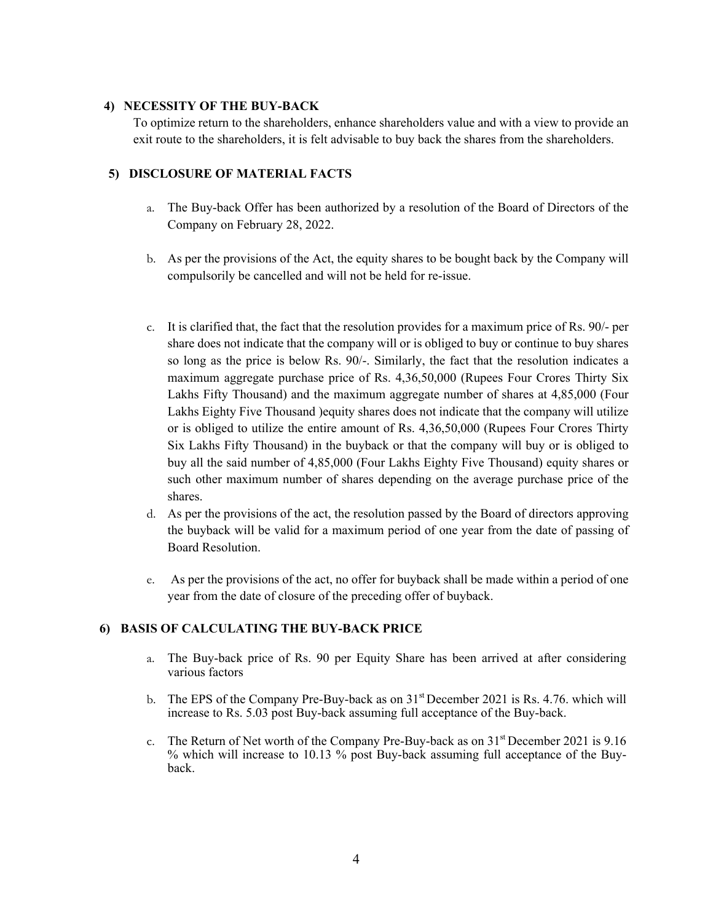## 4) NECESSITY OF THE BUY-BACK

To optimize return to the shareholders, enhance shareholders value and with a view to provide an exit route to the shareholders, it is felt advisable to buy back the shares from the shareholders.

## 5) DISCLOSURE OF MATERIAL FACTS

a. The Buy-back Offer has been authorized by a resolution of the Board of Directors of the Company on February 28, 2022.

b. As per the provisions of the Act, the equity shares to be bought back by the Company will compulsorily be cancelled and will not be held for re-issue.

c. It is clarified that, the fact that the resolution provides for a maximum price of Rs. 90/- per share does not indicate that the company will or is obliged to buy or continue to buy shares so long as the price is below Rs. 90/-. Similarly, the fact that the resolution indicates a maximum aggregate purchase price of Rs. 4,36,50,000 (Rupees Four Crores Thirty Six Lakhs Fifty Thousand) and the maximum aggregate number of shares at 4,85,000 (Four Lakhs Eighty Five Thousand )equity shares does not indicate that the company will utilize or is obliged to utilize the entire amount of Rs. 4,36,50,000 (Rupees Four Crores Thirty Six Lakhs Fifty Thousand) in the buyback or that the company will buy or is obliged to buy all the said number of 4,85,000 (Four Lakhs Eighty Five Thousand) equity shares or such other maximum number of shares depending on the average purchase price of the shares.

d. As per the provisions of the act, the resolution passed by the Board of directors approving the buyback will be valid for a maximum period of one year from the date of passing of Board Resolution.

e. As per the provisions of the act, no offer for buyback shall be made within a period of one year from the date of closure of the preceding offer of buyback.

## 6) BASIS OF CALCULATING THE BUY-BACK PRICE

a. The Buy-back price of Rs. 90 per Equity Share has been arrived at after considering various factors

b. The EPS of the Company Pre-Buy-back as on 31st December 2021 is Rs. 4.76. which will increase to Rs. 5.03 post Buy-back assuming full acceptance of the Buy-back.

c. The Return of Net worth of the Company Pre-Buy-back as on 31st December 2021 is 9.16 % which will increase to 10.13 % post Buy-back assuming full acceptance of the Buy-back.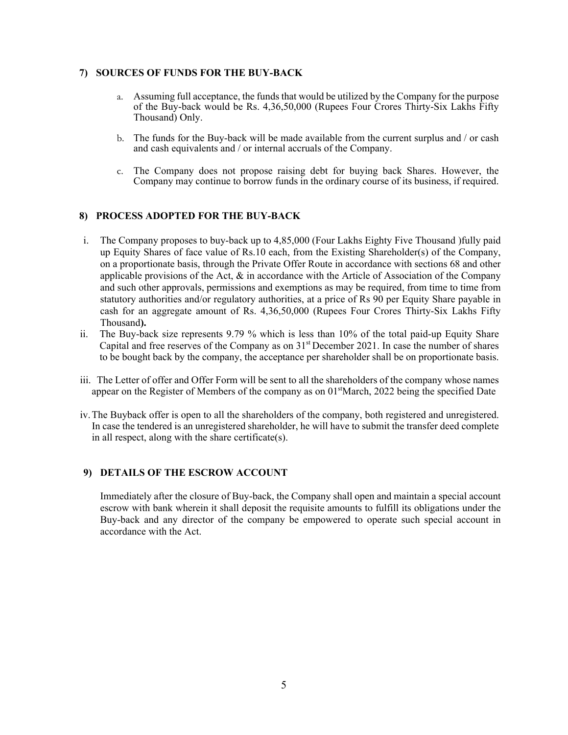## 7) SOURCES OF FUNDS FOR THE BUY-BACK

a. Assuming full acceptance, the funds that would be utilized by the Company for the purpose of the Buy-back would be Rs. 4,36,50,000 (Rupees Four Crores Thirty-Six Lakhs Fifty Thousand) Only.

b. The funds for the Buy-back will be made available from the current surplus and / or cash and cash equivalents and / or internal accruals of the Company.

c. The Company does not propose raising debt for buying back Shares. However, the Company may continue to borrow funds in the ordinary course of its business, if required.

## 8) PROCESS ADOPTED FOR THE BUY-BACK

i. The Company proposes to buy-back up to 4,85,000 (Four Lakhs Eighty Five Thousand )fully paid up Equity Shares of face value of Rs.10 each, from the Existing Shareholder(s) of the Company, on a proportionate basis, through the Private Offer Route in accordance with sections 68 and other applicable provisions of the Act, & in accordance with the Article of Association of the Company and such other approvals, permissions and exemptions as may be required, from time to time from statutory authorities and/or regulatory authorities, at a price of Rs 90 per Equity Share payable in cash for an aggregate amount of Rs. 4,36,50,000 (Rupees Four Crores Thirty-Six Lakhs Fifty Thousand**).**

ii. The Buy-back size represents 9.79 % which is less than 10% of the total paid-up Equity Share Capital and free reserves of the Company as on 31st December 2021. In case the number of shares to be bought back by the company, the acceptance per shareholder shall be on proportionate basis.

iii. The Letter of offer and Offer Form will be sent to all the shareholders of the company whose names appear on the Register of Members of the company as on 01stMarch, 2022 being the specified Date

iv. The Buyback offer is open to all the shareholders of the company, both registered and unregistered. In case the tendered is an unregistered shareholder, he will have to submit the transfer deed complete in all respect, along with the share certificate(s).

## 9) DETAILS OF THE ESCROW ACCOUNT

Immediately after the closure of Buy-back, the Company shall open and maintain a special account escrow with bank wherein it shall deposit the requisite amounts to fulfill its obligations under the Buy-back and any director of the company be empowered to operate such special account in accordance with the Act.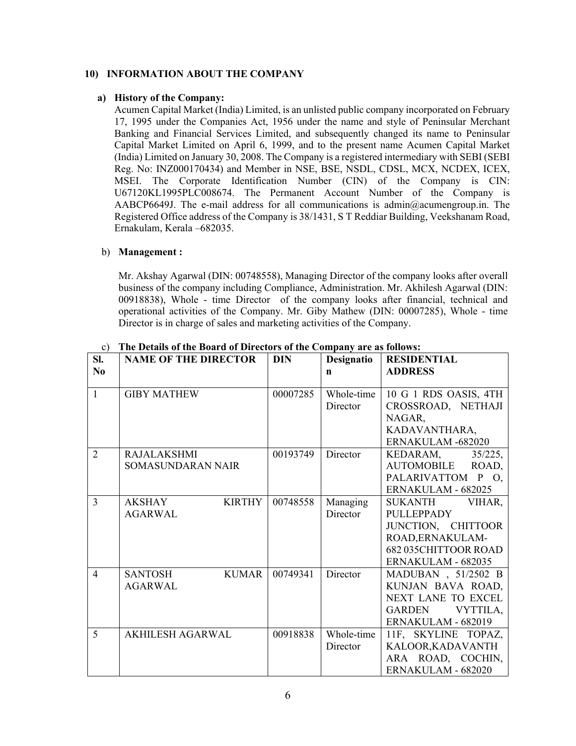## 10) INFORMATION ABOUT THE COMPANY

### a) History of the Company:

Acumen Capital Market (India) Limited, is an unlisted public company incorporated on February 17, 1995 under the Companies Act, 1956 under the name and style of Peninsular Merchant Banking and Financial Services Limited, and subsequently changed its name to Peninsular Capital Market Limited on April 6, 1999, and to the present name Acumen Capital Market (India) Limited on January 30, 2008. The Company is a registered intermediary with SEBI (SEBI Reg. No: INZ000170434) and Member in NSE, BSE, NSDL, CDSL, MCX, NCDEX, ICEX, MSEI. The Corporate Identification Number (CIN) of the Company is CIN: U67120KL1995PLC008674. The Permanent Account Number of the Company is AABCP6649J. The e-mail address for all communications is admin@acumengroup.in. The Registered Office address of the Company is 38/1431, S T Reddiar Building, Veekshanam Road, Ernakulam, Kerala –682035.

### b) Management :

Mr. Akshay Agarwal (DIN: 00748558), Managing Director of the company looks after overall business of the company including Compliance, Administration. Mr. Akhilesh Agarwal (DIN: 00918838), Whole - time Director of the company looks after financial, technical and operational activities of the Company. Mr. Giby Mathew (DIN: 00007285), Whole - time Director is in charge of sales and marketing activities of the Company.

### c) The Details of the Board of Directors of the Company are as follows:

| Sl. No | NAME OF THE DIRECTOR | DIN | Designation | RESIDENTIAL ADDRESS |
|---|---|---|---|---|
| 1 | GIBY MATHEW | 00007285 | Whole-time Director | 10 G 1 RDS OASIS, 4TH CROSSROAD, NETHAJI NAGAR, KADAVANTHARA, ERNAKULAM -682020 |
| 2 | RAJALAKSHMI SOMASUNDARAN NAIR | 00193749 | Director | KEDARAM, 35/225, AUTOMOBILE ROAD, PALARIVATTOM P O, ERNAKULAM - 682025 |
| 3 | AKSHAY KIRTHY AGARWAL | 00748558 | Managing Director | SUKANTH VIHAR, PULLEPPADY JUNCTION, CHITTOOR ROAD,ERNAKULAM-682 035CHITTOOR ROAD ERNAKULAM - 682035 |
| 4 | SANTOSH KUMAR AGARWAL | 00749341 | Director | MADUBAN , 51/2502 B KUNJAN BAVA ROAD, NEXT LANE TO EXCEL GARDEN VYTTILA, ERNAKULAM - 682019 |
| 5 | AKHILESH AGARWAL | 00918838 | Whole-time Director | 11F, SKYLINE TOPAZ, KALOOR,KADAVANTHARA ROAD, COCHIN, ERNAKULAM - 682020 |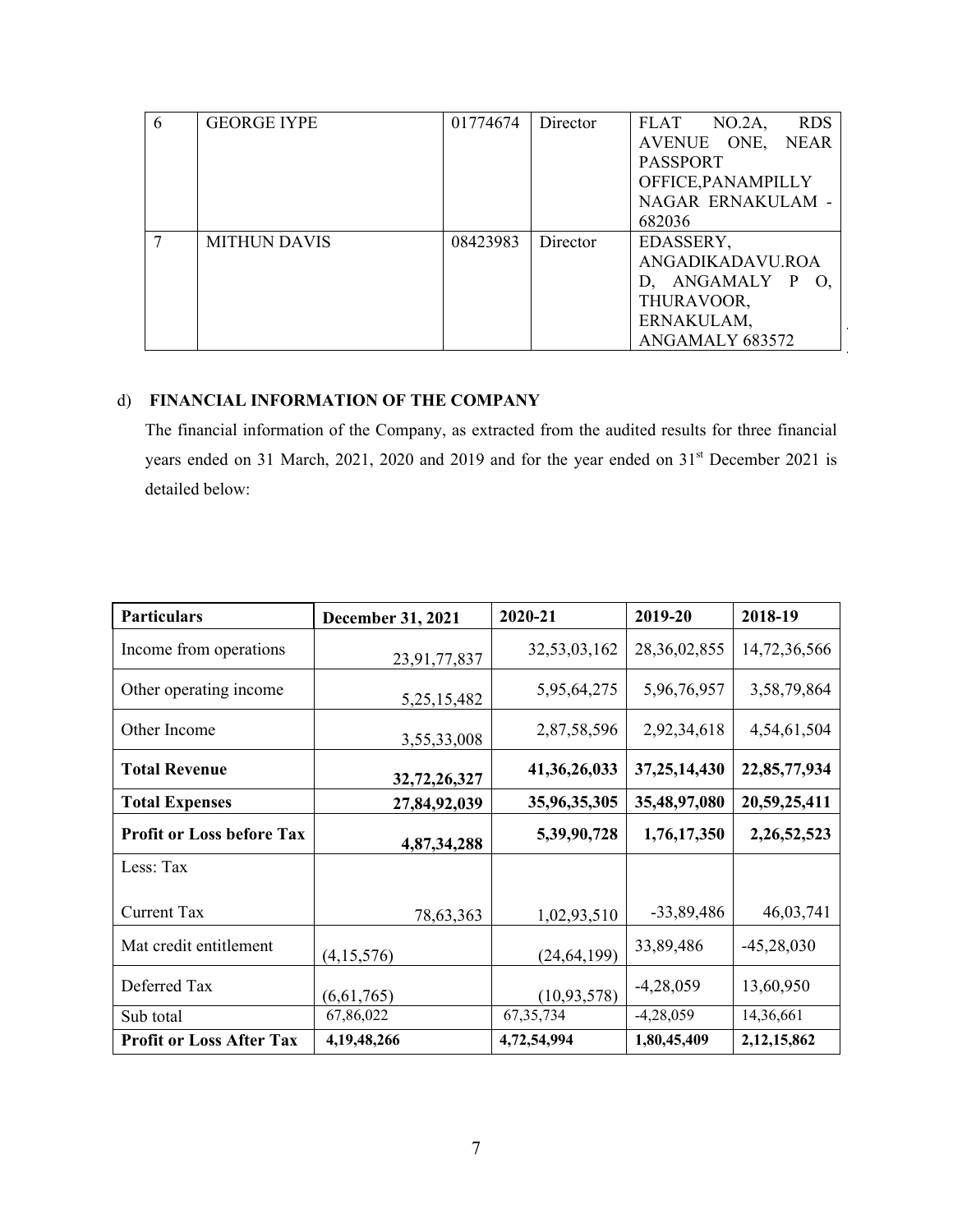| 6 | GEORGE IYPE | 01774674 | Director | FLAT NO.2A, RDS AVENUE ONE, NEAR PASSPORT OFFICE,PANAMPILLY NAGAR ERNAKULAM - 682036 |
|---|---|---|---|---|
| 7 | MITHUN DAVIS | 08423983 | Director | EDASSERY, ANGADIKADAVU.ROAD, ANGAMALY P O, THURAVOOR, ERNAKULAM, ANGAMALY 683572 |

d) **FINANCIAL INFORMATION OF THE COMPANY**

The financial information of the Company, as extracted from the audited results for three financial years ended on 31 March, 2021, 2020 and 2019 and for the year ended on 31st December 2021 is detailed below:

| **Particulars** | **December 31, 2021** | **2020-21** | **2019-20** | **2018-19** |
|---|---|---|---|---|
| Income from operations | 23,91,77,837 | 32,53,03,162 | 28,36,02,855 | 14,72,36,566 |
| Other operating income | 5,25,15,482 | 5,95,64,275 | 5,96,76,957 | 3,58,79,864 |
| Other Income | 3,55,33,008 | 2,87,58,596 | 2,92,34,618 | 4,54,61,504 |
| **Total Revenue** | **32,72,26,327** | **41,36,26,033** | **37,25,14,430** | **22,85,77,934** |
| **Total Expenses** | **27,84,92,039** | **35,96,35,305** | **35,48,97,080** | **20,59,25,411** |
| **Profit or Loss before Tax** | **4,87,34,288** | **5,39,90,728** | **1,76,17,350** | **2,26,52,523** |
| Less: Tax | | | | |
| Current Tax | 78,63,363 | 1,02,93,510 | -33,89,486 | 46,03,741 |
| Mat credit entitlement | (4,15,576) | (24,64,199) | 33,89,486 | -45,28,030 |
| Deferred Tax | (6,61,765) | (10,93,578) | -4,28,059 | 13,60,950 |
| Sub total | 67,86,022 | 67,35,734 | -4,28,059 | 14,36,661 |
| **Profit or Loss After Tax** | **4,19,48,266** | **4,72,54,994** | **1,80,45,409** | **2,12,15,862** |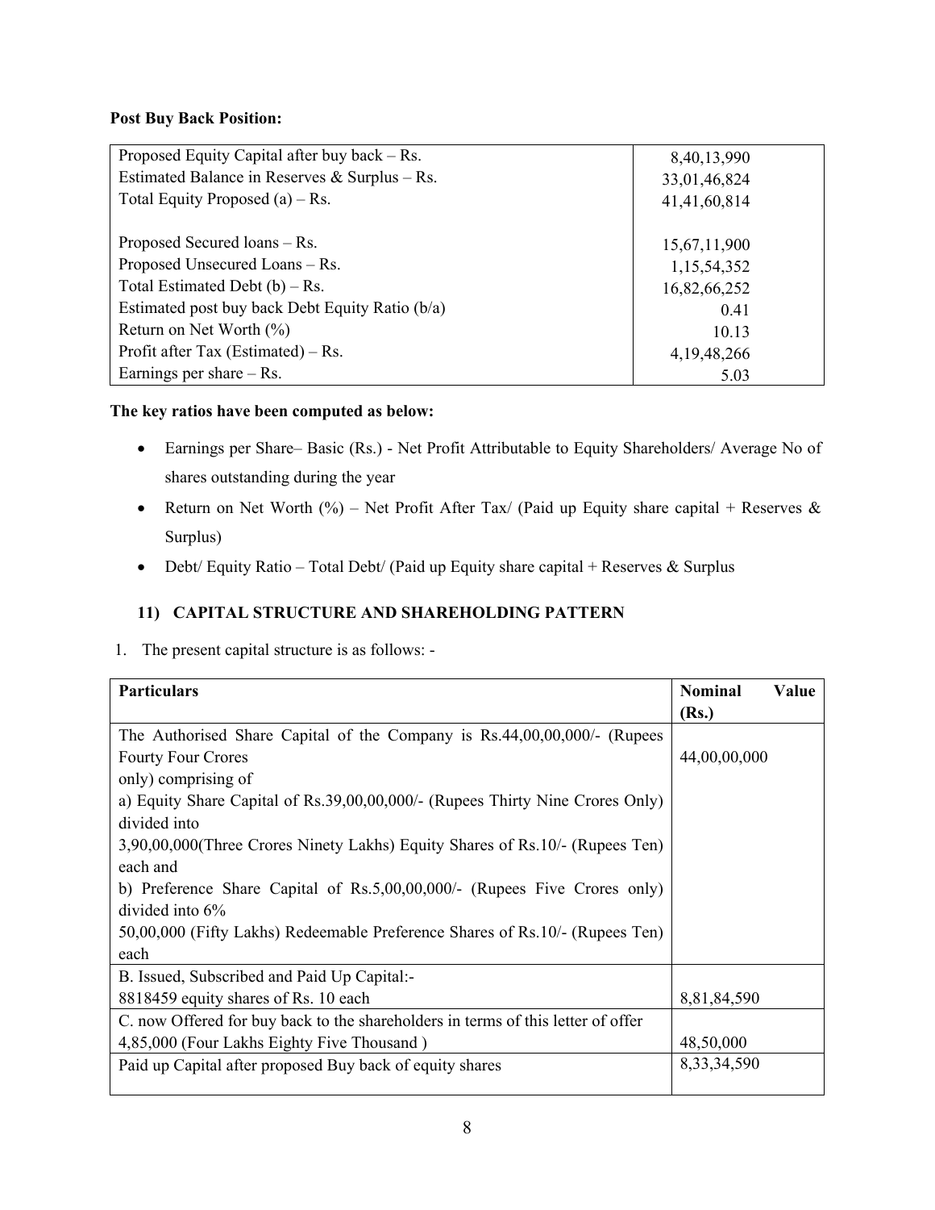**Post Buy Back Position:**

| | |
|---|---|
| Proposed Equity Capital after buy back – Rs. | 8,40,13,990 |
| Estimated Balance in Reserves & Surplus – Rs. | 33,01,46,824 |
| Total Equity Proposed (a) – Rs. | 41,41,60,814 |
| | |
| Proposed Secured loans – Rs. | 15,67,11,900 |
| Proposed Unsecured Loans – Rs. | 1,15,54,352 |
| Total Estimated Debt (b) – Rs. | 16,82,66,252 |
| Estimated post buy back Debt Equity Ratio (b/a) | 0.41 |
| Return on Net Worth (%) | 10.13 |
| Profit after Tax (Estimated) – Rs. | 4,19,48,266 |
| Earnings per share – Rs. | 5.03 |

**The key ratios have been computed as below:**

- Earnings per Share– Basic (Rs.) - Net Profit Attributable to Equity Shareholders/ Average No of shares outstanding during the year
- Return on Net Worth (%) – Net Profit After Tax/ (Paid up Equity share capital + Reserves & Surplus)
- Debt/ Equity Ratio – Total Debt/ (Paid up Equity share capital + Reserves & Surplus

### 11) CAPITAL STRUCTURE AND SHAREHOLDING PATTERN

1. The present capital structure is as follows: -

| Particulars | Nominal Value (Rs.) |
|---|---|
| The Authorised Share Capital of the Company is Rs.44,00,00,000/- (Rupees Fourty Four Crores only) comprising of<br>a) Equity Share Capital of Rs.39,00,00,000/- (Rupees Thirty Nine Crores Only) divided into 3,90,00,000(Three Crores Ninety Lakhs) Equity Shares of Rs.10/- (Rupees Ten) each and<br>b) Preference Share Capital of Rs.5,00,00,000/- (Rupees Five Crores only) divided into 6% 50,00,000 (Fifty Lakhs) Redeemable Preference Shares of Rs.10/- (Rupees Ten) each | 44,00,00,000 |
| B. Issued, Subscribed and Paid Up Capital:-<br>8818459 equity shares of Rs. 10 each | 8,81,84,590 |
| C. now Offered for buy back to the shareholders in terms of this letter of offer<br>4,85,000 (Four Lakhs Eighty Five Thousand ) | 48,50,000 |
| Paid up Capital after proposed Buy back of equity shares | 8,33,34,590 |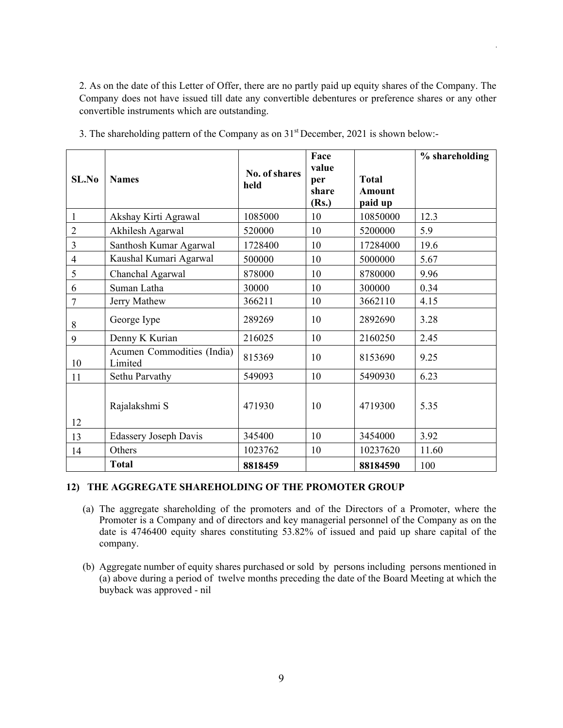2. As on the date of this Letter of Offer, there are no partly paid up equity shares of the Company. The Company does not have issued till date any convertible debentures or preference shares or any other convertible instruments which are outstanding.

3. The shareholding pattern of the Company as on 31st December, 2021 is shown below:-

| SL.No | Names | No. of shares held | Face value per share (Rs.) | Total Amount paid up | % shareholding |
|---|---|---|---|---|---|
| 1 | Akshay Kirti Agrawal | 1085000 | 10 | 10850000 | 12.3 |
| 2 | Akhilesh Agarwal | 520000 | 10 | 5200000 | 5.9 |
| 3 | Santhosh Kumar Agarwal | 1728400 | 10 | 17284000 | 19.6 |
| 4 | Kaushal Kumari Agarwal | 500000 | 10 | 5000000 | 5.67 |
| 5 | Chanchal Agarwal | 878000 | 10 | 8780000 | 9.96 |
| 6 | Suman Latha | 30000 | 10 | 300000 | 0.34 |
| 7 | Jerry Mathew | 366211 | 10 | 3662110 | 4.15 |
| 8 | George Iype | 289269 | 10 | 2892690 | 3.28 |
| 9 | Denny K Kurian | 216025 | 10 | 2160250 | 2.45 |
| 10 | Acumen Commodities (India) Limited | 815369 | 10 | 8153690 | 9.25 |
| 11 | Sethu Parvathy | 549093 | 10 | 5490930 | 6.23 |
| 12 | Rajalakshmi S | 471930 | 10 | 4719300 | 5.35 |
| 13 | Edassery Joseph Davis | 345400 | 10 | 3454000 | 3.92 |
| 14 | Others | 1023762 | 10 | 10237620 | 11.60 |
| | **Total** | **8818459** | | **88184590** | 100 |

## 12) THE AGGREGATE SHAREHOLDING OF THE PROMOTER GROUP

(a) The aggregate shareholding of the promoters and of the Directors of a Promoter, where the Promoter is a Company and of directors and key managerial personnel of the Company as on the date is 4746400 equity shares constituting 53.82% of issued and paid up share capital of the company.

(b) Aggregate number of equity shares purchased or sold by persons including persons mentioned in (a) above during a period of twelve months preceding the date of the Board Meeting at which the buyback was approved - nil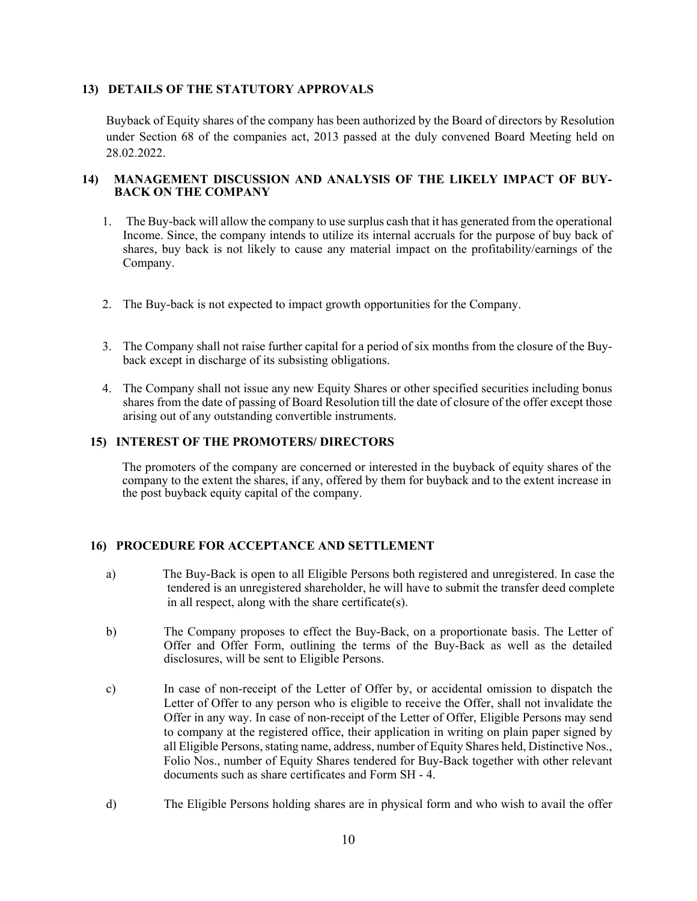## 13) DETAILS OF THE STATUTORY APPROVALS

Buyback of Equity shares of the company has been authorized by the Board of directors by Resolution under Section 68 of the companies act, 2013 passed at the duly convened Board Meeting held on 28.02.2022.

## 14) MANAGEMENT DISCUSSION AND ANALYSIS OF THE LIKELY IMPACT OF BUY-BACK ON THE COMPANY

1. The Buy-back will allow the company to use surplus cash that it has generated from the operational Income. Since, the company intends to utilize its internal accruals for the purpose of buy back of shares, buy back is not likely to cause any material impact on the profitability/earnings of the Company.

2. The Buy-back is not expected to impact growth opportunities for the Company.

3. The Company shall not raise further capital for a period of six months from the closure of the Buy-back except in discharge of its subsisting obligations.

4. The Company shall not issue any new Equity Shares or other specified securities including bonus shares from the date of passing of Board Resolution till the date of closure of the offer except those arising out of any outstanding convertible instruments.

## 15) INTEREST OF THE PROMOTERS/ DIRECTORS

The promoters of the company are concerned or interested in the buyback of equity shares of the company to the extent the shares, if any, offered by them for buyback and to the extent increase in the post buyback equity capital of the company.

## 16) PROCEDURE FOR ACCEPTANCE AND SETTLEMENT

a) The Buy-Back is open to all Eligible Persons both registered and unregistered. In case the tendered is an unregistered shareholder, he will have to submit the transfer deed complete in all respect, along with the share certificate(s).

b) The Company proposes to effect the Buy-Back, on a proportionate basis. The Letter of Offer and Offer Form, outlining the terms of the Buy-Back as well as the detailed disclosures, will be sent to Eligible Persons.

c) In case of non-receipt of the Letter of Offer by, or accidental omission to dispatch the Letter of Offer to any person who is eligible to receive the Offer, shall not invalidate the Offer in any way. In case of non-receipt of the Letter of Offer, Eligible Persons may send to company at the registered office, their application in writing on plain paper signed by all Eligible Persons, stating name, address, number of Equity Shares held, Distinctive Nos., Folio Nos., number of Equity Shares tendered for Buy-Back together with other relevant documents such as share certificates and Form SH - 4.

d) The Eligible Persons holding shares are in physical form and who wish to avail the offer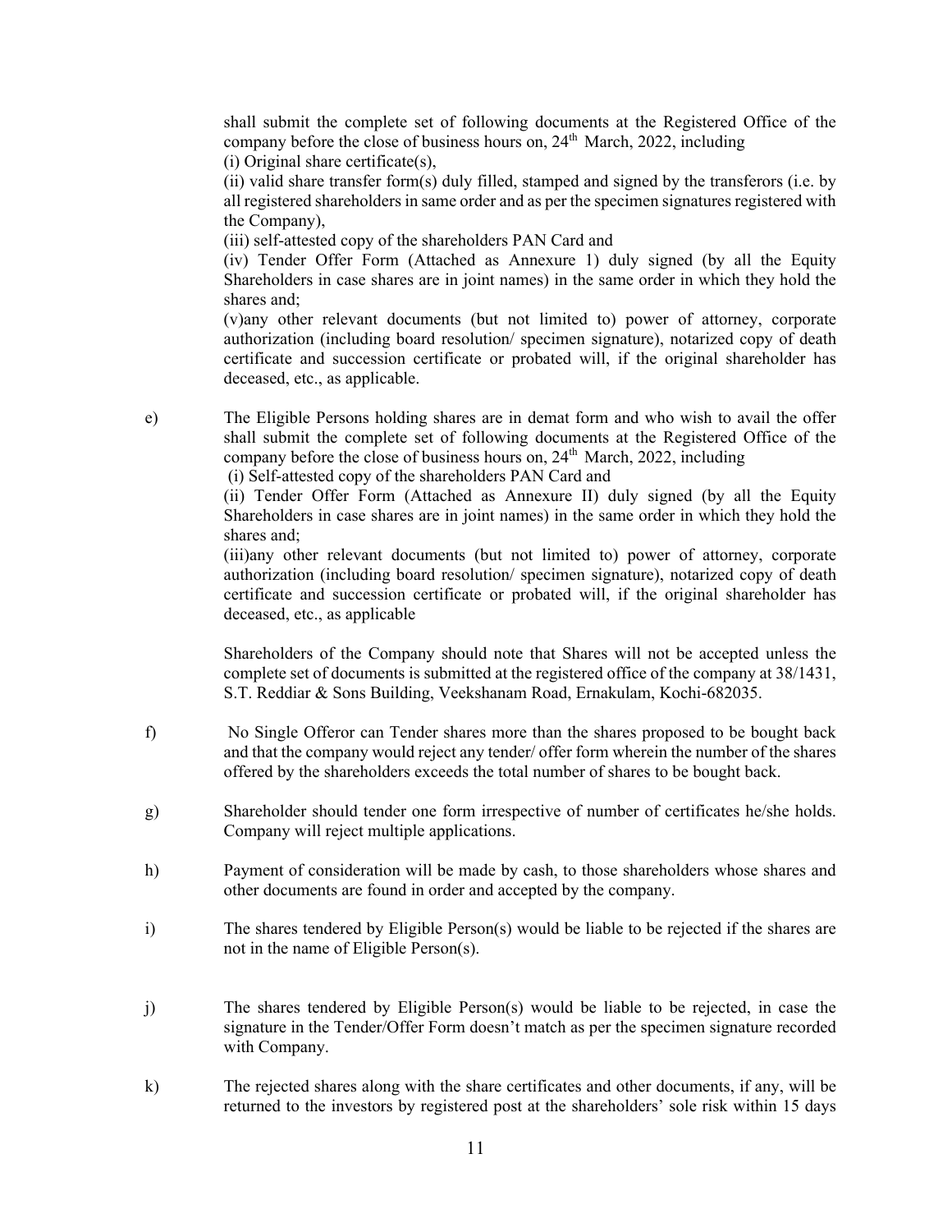shall submit the complete set of following documents at the Registered Office of the company before the close of business hours on, 24th March, 2022, including

(i) Original share certificate(s),

(ii) valid share transfer form(s) duly filled, stamped and signed by the transferors (i.e. by all registered shareholders in same order and as per the specimen signatures registered with the Company),

(iii) self-attested copy of the shareholders PAN Card and

(iv) Tender Offer Form (Attached as Annexure 1) duly signed (by all the Equity Shareholders in case shares are in joint names) in the same order in which they hold the shares and;

(v)any other relevant documents (but not limited to) power of attorney, corporate authorization (including board resolution/ specimen signature), notarized copy of death certificate and succession certificate or probated will, if the original shareholder has deceased, etc., as applicable.

e) The Eligible Persons holding shares are in demat form and who wish to avail the offer shall submit the complete set of following documents at the Registered Office of the company before the close of business hours on, 24th March, 2022, including

(i) Self-attested copy of the shareholders PAN Card and

(ii) Tender Offer Form (Attached as Annexure II) duly signed (by all the Equity Shareholders in case shares are in joint names) in the same order in which they hold the shares and;

(iii)any other relevant documents (but not limited to) power of attorney, corporate authorization (including board resolution/ specimen signature), notarized copy of death certificate and succession certificate or probated will, if the original shareholder has deceased, etc., as applicable

Shareholders of the Company should note that Shares will not be accepted unless the complete set of documents is submitted at the registered office of the company at 38/1431, S.T. Reddiar & Sons Building, Veekshanam Road, Ernakulam, Kochi-682035.

f) No Single Offeror can Tender shares more than the shares proposed to be bought back and that the company would reject any tender/ offer form wherein the number of the shares offered by the shareholders exceeds the total number of shares to be bought back.

g) Shareholder should tender one form irrespective of number of certificates he/she holds. Company will reject multiple applications.

h) Payment of consideration will be made by cash, to those shareholders whose shares and other documents are found in order and accepted by the company.

i) The shares tendered by Eligible Person(s) would be liable to be rejected if the shares are not in the name of Eligible Person(s).

j) The shares tendered by Eligible Person(s) would be liable to be rejected, in case the signature in the Tender/Offer Form doesn't match as per the specimen signature recorded with Company.

k) The rejected shares along with the share certificates and other documents, if any, will be returned to the investors by registered post at the shareholders' sole risk within 15 days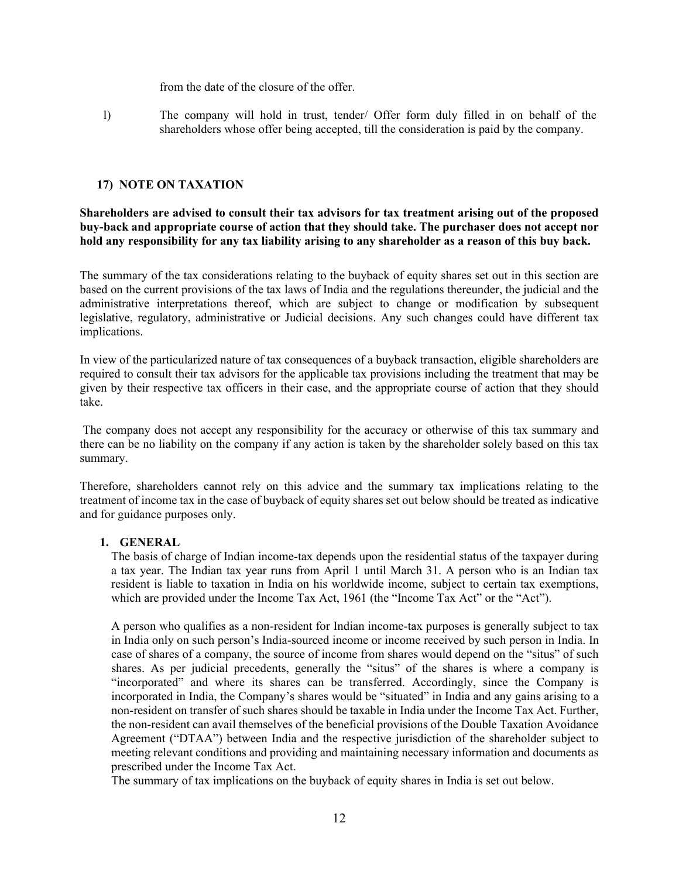from the date of the closure of the offer.

l) The company will hold in trust, tender/ Offer form duly filled in on behalf of the shareholders whose offer being accepted, till the consideration is paid by the company.

## 17) NOTE ON TAXATION

**Shareholders are advised to consult their tax advisors for tax treatment arising out of the proposed buy-back and appropriate course of action that they should take. The purchaser does not accept nor hold any responsibility for any tax liability arising to any shareholder as a reason of this buy back.**

The summary of the tax considerations relating to the buyback of equity shares set out in this section are based on the current provisions of the tax laws of India and the regulations thereunder, the judicial and the administrative interpretations thereof, which are subject to change or modification by subsequent legislative, regulatory, administrative or Judicial decisions. Any such changes could have different tax implications.

In view of the particularized nature of tax consequences of a buyback transaction, eligible shareholders are required to consult their tax advisors for the applicable tax provisions including the treatment that may be given by their respective tax officers in their case, and the appropriate course of action that they should take.

The company does not accept any responsibility for the accuracy or otherwise of this tax summary and there can be no liability on the company if any action is taken by the shareholder solely based on this tax summary.

Therefore, shareholders cannot rely on this advice and the summary tax implications relating to the treatment of income tax in the case of buyback of equity shares set out below should be treated as indicative and for guidance purposes only.

### 1. GENERAL

The basis of charge of Indian income-tax depends upon the residential status of the taxpayer during a tax year. The Indian tax year runs from April 1 until March 31. A person who is an Indian tax resident is liable to taxation in India on his worldwide income, subject to certain tax exemptions, which are provided under the Income Tax Act, 1961 (the "Income Tax Act" or the "Act").

A person who qualifies as a non-resident for Indian income-tax purposes is generally subject to tax in India only on such person's India-sourced income or income received by such person in India. In case of shares of a company, the source of income from shares would depend on the "situs" of such shares. As per judicial precedents, generally the "situs" of the shares is where a company is "incorporated" and where its shares can be transferred. Accordingly, since the Company is incorporated in India, the Company's shares would be "situated" in India and any gains arising to a non-resident on transfer of such shares should be taxable in India under the Income Tax Act. Further, the non-resident can avail themselves of the beneficial provisions of the Double Taxation Avoidance Agreement ("DTAA") between India and the respective jurisdiction of the shareholder subject to meeting relevant conditions and providing and maintaining necessary information and documents as prescribed under the Income Tax Act.

The summary of tax implications on the buyback of equity shares in India is set out below.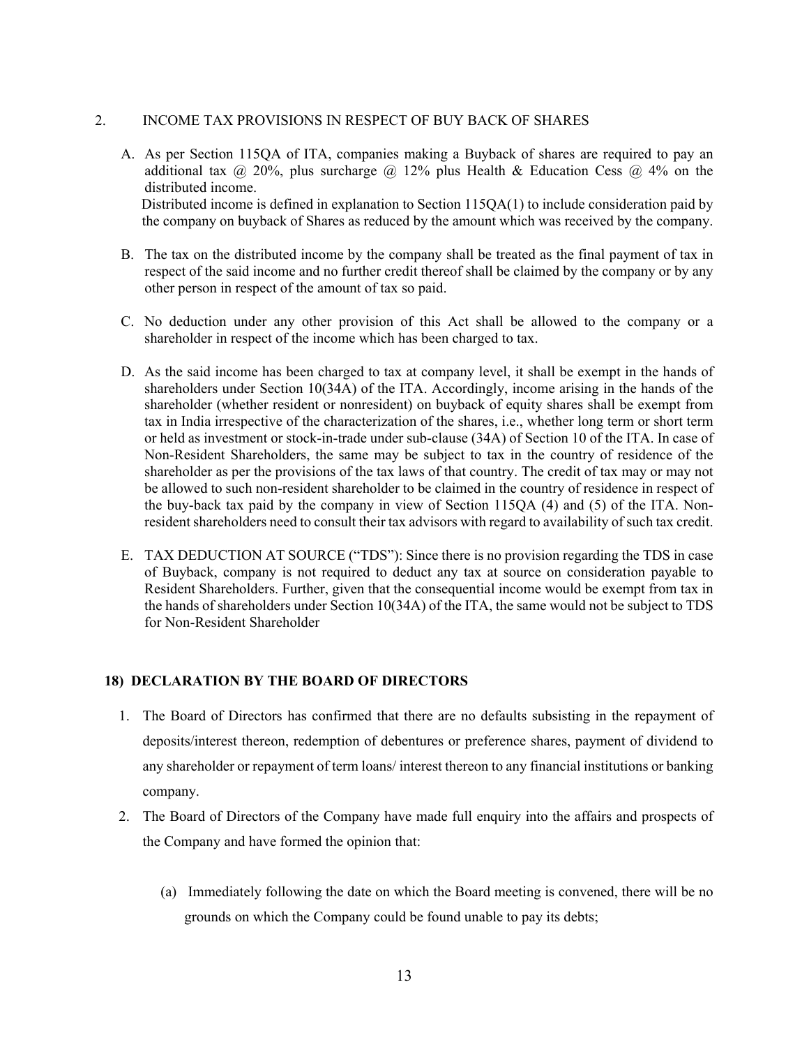2. INCOME TAX PROVISIONS IN RESPECT OF BUY BACK OF SHARES

A. As per Section 115QA of ITA, companies making a Buyback of shares are required to pay an additional tax @ 20%, plus surcharge @ 12% plus Health & Education Cess @ 4% on the distributed income.
   Distributed income is defined in explanation to Section 115QA(1) to include consideration paid by the company on buyback of Shares as reduced by the amount which was received by the company.

B. The tax on the distributed income by the company shall be treated as the final payment of tax in respect of the said income and no further credit thereof shall be claimed by the company or by any other person in respect of the amount of tax so paid.

C. No deduction under any other provision of this Act shall be allowed to the company or a shareholder in respect of the income which has been charged to tax.

D. As the said income has been charged to tax at company level, it shall be exempt in the hands of shareholders under Section 10(34A) of the ITA. Accordingly, income arising in the hands of the shareholder (whether resident or nonresident) on buyback of equity shares shall be exempt from tax in India irrespective of the characterization of the shares, i.e., whether long term or short term or held as investment or stock-in-trade under sub-clause (34A) of Section 10 of the ITA. In case of Non-Resident Shareholders, the same may be subject to tax in the country of residence of the shareholder as per the provisions of the tax laws of that country. The credit of tax may or may not be allowed to such non-resident shareholder to be claimed in the country of residence in respect of the buy-back tax paid by the company in view of Section 115QA (4) and (5) of the ITA. Non-resident shareholders need to consult their tax advisors with regard to availability of such tax credit.

E. TAX DEDUCTION AT SOURCE ("TDS"): Since there is no provision regarding the TDS in case of Buyback, company is not required to deduct any tax at source on consideration payable to Resident Shareholders. Further, given that the consequential income would be exempt from tax in the hands of shareholders under Section 10(34A) of the ITA, the same would not be subject to TDS for Non-Resident Shareholder

## 18) DECLARATION BY THE BOARD OF DIRECTORS

1. The Board of Directors has confirmed that there are no defaults subsisting in the repayment of deposits/interest thereon, redemption of debentures or preference shares, payment of dividend to any shareholder or repayment of term loans/ interest thereon to any financial institutions or banking company.
2. The Board of Directors of the Company have made full enquiry into the affairs and prospects of the Company and have formed the opinion that:

   (a) Immediately following the date on which the Board meeting is convened, there will be no grounds on which the Company could be found unable to pay its debts;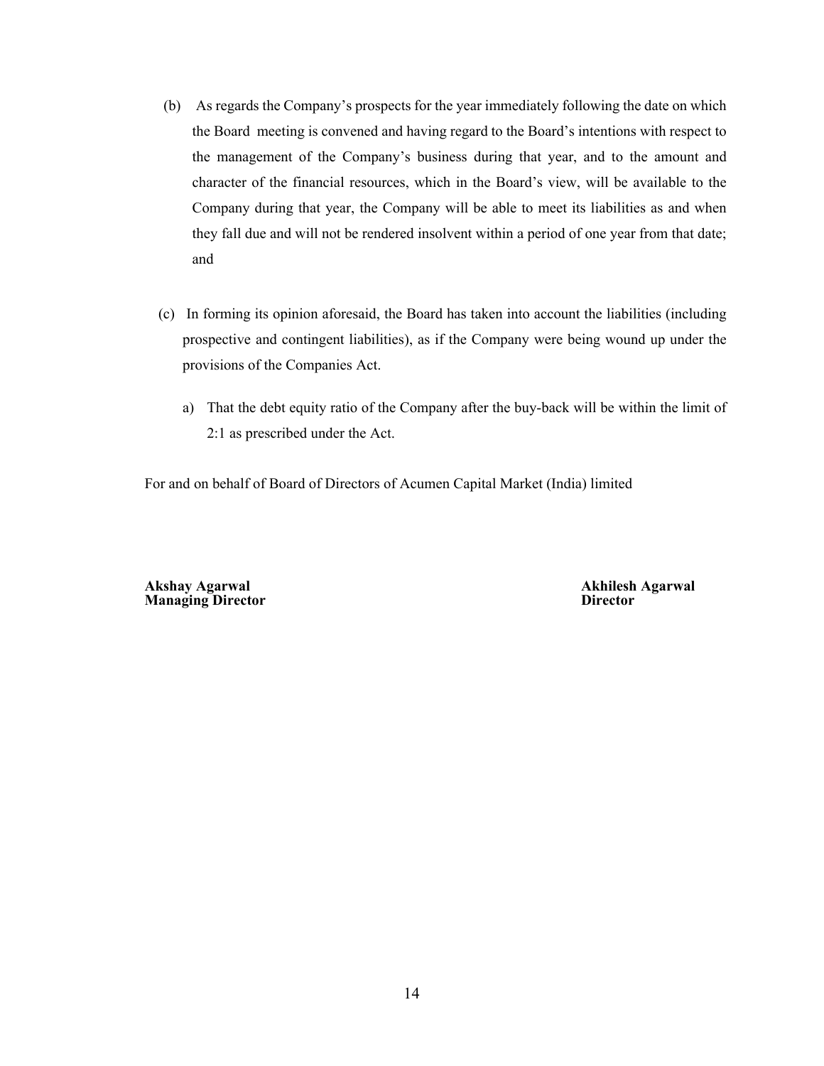(b) As regards the Company's prospects for the year immediately following the date on which the Board meeting is convened and having regard to the Board's intentions with respect to the management of the Company's business during that year, and to the amount and character of the financial resources, which in the Board's view, will be available to the Company during that year, the Company will be able to meet its liabilities as and when they fall due and will not be rendered insolvent within a period of one year from that date; and

(c) In forming its opinion aforesaid, the Board has taken into account the liabilities (including prospective and contingent liabilities), as if the Company were being wound up under the provisions of the Companies Act.

a) That the debt equity ratio of the Company after the buy-back will be within the limit of 2:1 as prescribed under the Act.

For and on behalf of Board of Directors of Acumen Capital Market (India) limited

**Akshay Agarwal**
**Managing Director**

**Akhilesh Agarwal**
**Director**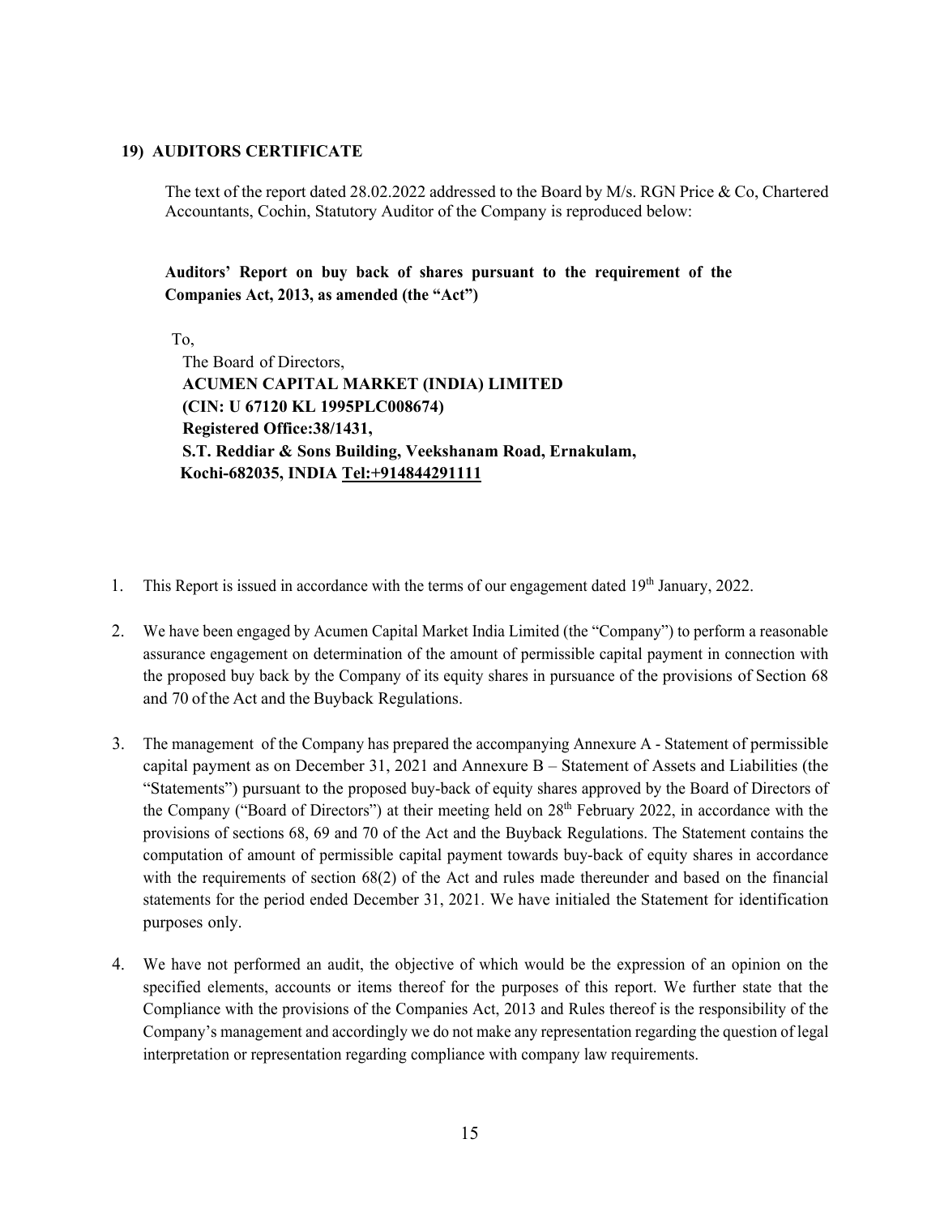## 19) AUDITORS CERTIFICATE

The text of the report dated 28.02.2022 addressed to the Board by M/s. RGN Price & Co, Chartered Accountants, Cochin, Statutory Auditor of the Company is reproduced below:

**Auditors' Report on buy back of shares pursuant to the requirement of the Companies Act, 2013, as amended (the "Act")**

To,
The Board of Directors,
**ACUMEN CAPITAL MARKET (INDIA) LIMITED**
**(CIN: U 67120 KL 1995PLC008674)**
**Registered Office:38/1431,**
**S.T. Reddiar & Sons Building, Veekshanam Road, Ernakulam,**
**Kochi-682035, INDIA Tel:+914844291111**

1. This Report is issued in accordance with the terms of our engagement dated 19th January, 2022.

2. We have been engaged by Acumen Capital Market India Limited (the "Company") to perform a reasonable assurance engagement on determination of the amount of permissible capital payment in connection with the proposed buy back by the Company of its equity shares in pursuance of the provisions of Section 68 and 70 of the Act and the Buyback Regulations.

3. The management of the Company has prepared the accompanying Annexure A - Statement of permissible capital payment as on December 31, 2021 and Annexure B – Statement of Assets and Liabilities (the "Statements") pursuant to the proposed buy-back of equity shares approved by the Board of Directors of the Company ("Board of Directors") at their meeting held on 28th February 2022, in accordance with the provisions of sections 68, 69 and 70 of the Act and the Buyback Regulations. The Statement contains the computation of amount of permissible capital payment towards buy-back of equity shares in accordance with the requirements of section 68(2) of the Act and rules made thereunder and based on the financial statements for the period ended December 31, 2021. We have initialed the Statement for identification purposes only.

4. We have not performed an audit, the objective of which would be the expression of an opinion on the specified elements, accounts or items thereof for the purposes of this report. We further state that the Compliance with the provisions of the Companies Act, 2013 and Rules thereof is the responsibility of the Company's management and accordingly we do not make any representation regarding the question of legal interpretation or representation regarding compliance with company law requirements.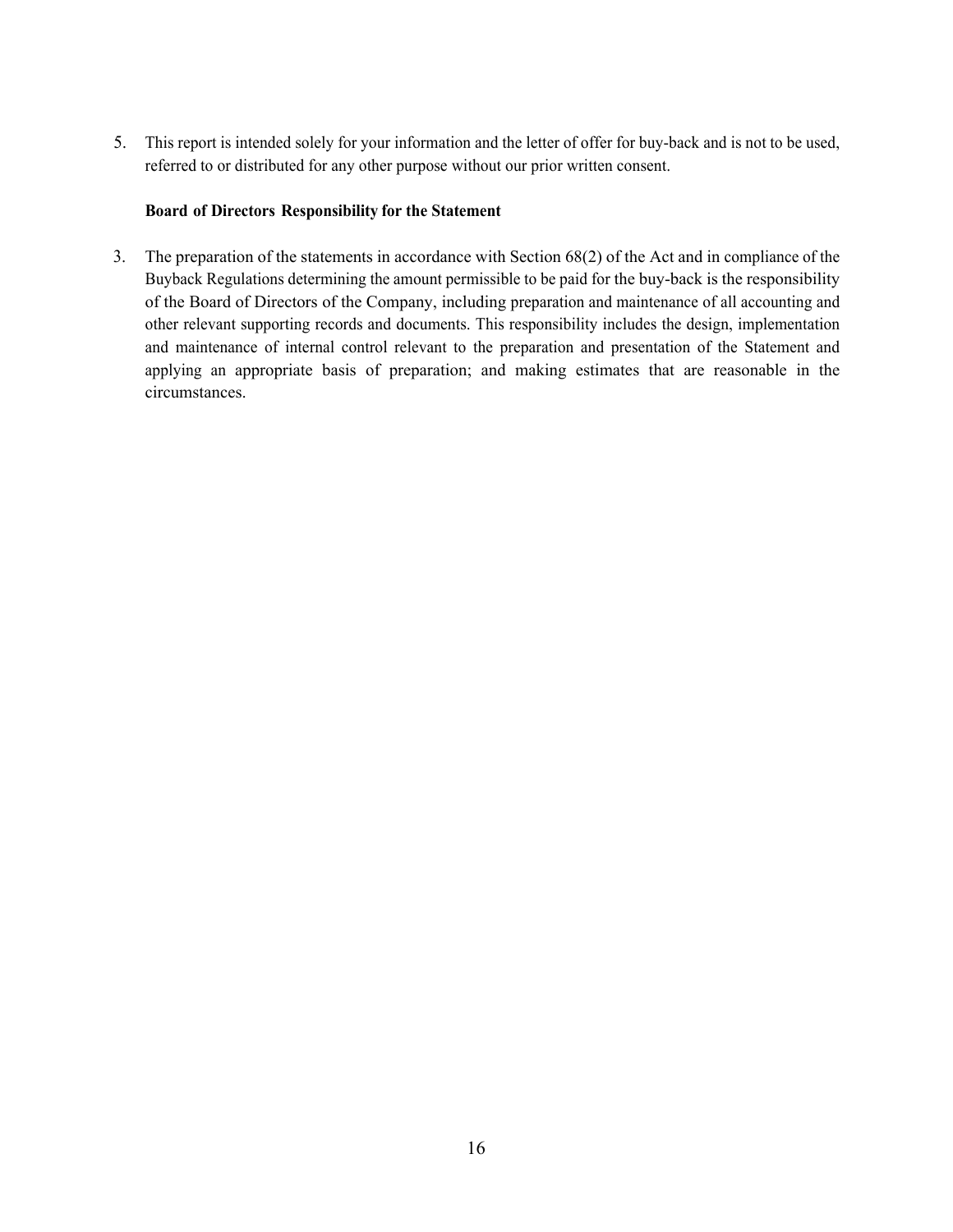5. This report is intended solely for your information and the letter of offer for buy-back and is not to be used, referred to or distributed for any other purpose without our prior written consent.

**Board of Directors Responsibility for the Statement**

3. The preparation of the statements in accordance with Section 68(2) of the Act and in compliance of the Buyback Regulations determining the amount permissible to be paid for the buy-back is the responsibility of the Board of Directors of the Company, including preparation and maintenance of all accounting and other relevant supporting records and documents. This responsibility includes the design, implementation and maintenance of internal control relevant to the preparation and presentation of the Statement and applying an appropriate basis of preparation; and making estimates that are reasonable in the circumstances.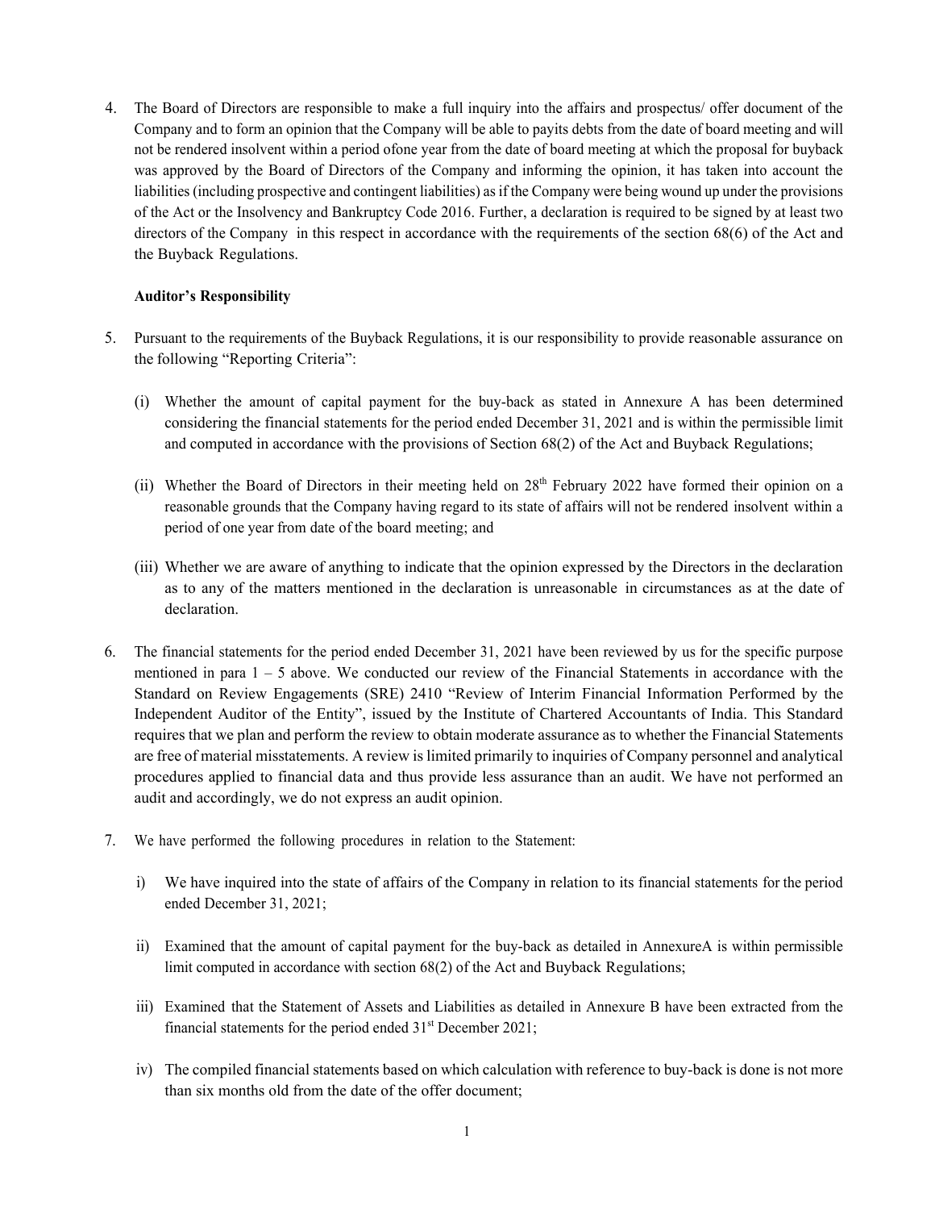4. The Board of Directors are responsible to make a full inquiry into the affairs and prospectus/ offer document of the Company and to form an opinion that the Company will be able to payits debts from the date of board meeting and will not be rendered insolvent within a period ofone year from the date of board meeting at which the proposal for buyback was approved by the Board of Directors of the Company and informing the opinion, it has taken into account the liabilities (including prospective and contingent liabilities) as if the Company were being wound up under the provisions of the Act or the Insolvency and Bankruptcy Code 2016. Further, a declaration is required to be signed by at least two directors of the Company in this respect in accordance with the requirements of the section 68(6) of the Act and the Buyback Regulations.

**Auditor's Responsibility**

5. Pursuant to the requirements of the Buyback Regulations, it is our responsibility to provide reasonable assurance on the following "Reporting Criteria":

   (i) Whether the amount of capital payment for the buy-back as stated in Annexure A has been determined considering the financial statements for the period ended December 31, 2021 and is within the permissible limit and computed in accordance with the provisions of Section 68(2) of the Act and Buyback Regulations;

   (ii) Whether the Board of Directors in their meeting held on 28th February 2022 have formed their opinion on a reasonable grounds that the Company having regard to its state of affairs will not be rendered insolvent within a period of one year from date of the board meeting; and

   (iii) Whether we are aware of anything to indicate that the opinion expressed by the Directors in the declaration as to any of the matters mentioned in the declaration is unreasonable in circumstances as at the date of declaration.

6. The financial statements for the period ended December 31, 2021 have been reviewed by us for the specific purpose mentioned in para 1 – 5 above. We conducted our review of the Financial Statements in accordance with the Standard on Review Engagements (SRE) 2410 "Review of Interim Financial Information Performed by the Independent Auditor of the Entity", issued by the Institute of Chartered Accountants of India. This Standard requires that we plan and perform the review to obtain moderate assurance as to whether the Financial Statements are free of material misstatements. A review is limited primarily to inquiries of Company personnel and analytical procedures applied to financial data and thus provide less assurance than an audit. We have not performed an audit and accordingly, we do not express an audit opinion.

7. We have performed the following procedures in relation to the Statement:

   i) We have inquired into the state of affairs of the Company in relation to its financial statements for the period ended December 31, 2021;

   ii) Examined that the amount of capital payment for the buy-back as detailed in AnnexureA is within permissible limit computed in accordance with section 68(2) of the Act and Buyback Regulations;

   iii) Examined that the Statement of Assets and Liabilities as detailed in Annexure B have been extracted from the financial statements for the period ended 31st December 2021;

   iv) The compiled financial statements based on which calculation with reference to buy-back is done is not more than six months old from the date of the offer document;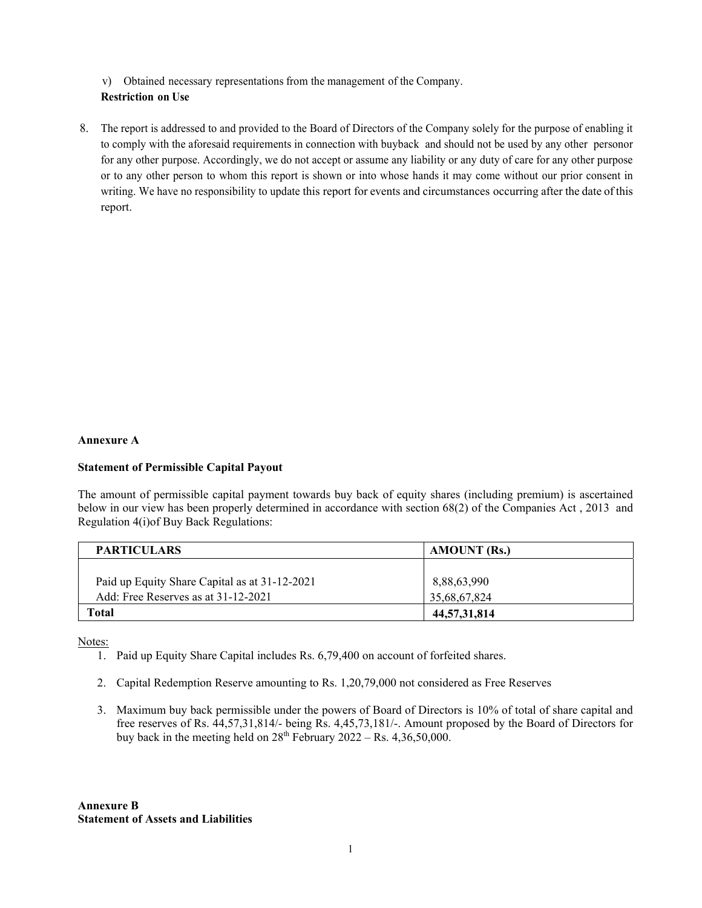v) Obtained necessary representations from the management of the Company.

**Restriction on Use**

8. The report is addressed to and provided to the Board of Directors of the Company solely for the purpose of enabling it to comply with the aforesaid requirements in connection with buyback and should not be used by any other personor for any other purpose. Accordingly, we do not accept or assume any liability or any duty of care for any other purpose or to any other person to whom this report is shown or into whose hands it may come without our prior consent in writing. We have no responsibility to update this report for events and circumstances occurring after the date of this report.

**Annexure A**

**Statement of Permissible Capital Payout**

The amount of permissible capital payment towards buy back of equity shares (including premium) is ascertained below in our view has been properly determined in accordance with section 68(2) of the Companies Act , 2013 and Regulation 4(i)of Buy Back Regulations:

| PARTICULARS | AMOUNT (Rs.) |
|---|---|
| Paid up Equity Share Capital as at 31-12-2021 | 8,88,63,990 |
| Add: Free Reserves as at 31-12-2021 | 35,68,67,824 |
| **Total** | **44,57,31,814** |

Notes:

1. Paid up Equity Share Capital includes Rs. 6,79,400 on account of forfeited shares.
2. Capital Redemption Reserve amounting to Rs. 1,20,79,000 not considered as Free Reserves
3. Maximum buy back permissible under the powers of Board of Directors is 10% of total of share capital and free reserves of Rs. 44,57,31,814/- being Rs. 4,45,73,181/-. Amount proposed by the Board of Directors for buy back in the meeting held on 28th February 2022 – Rs. 4,36,50,000.

**Annexure B**

**Statement of Assets and Liabilities**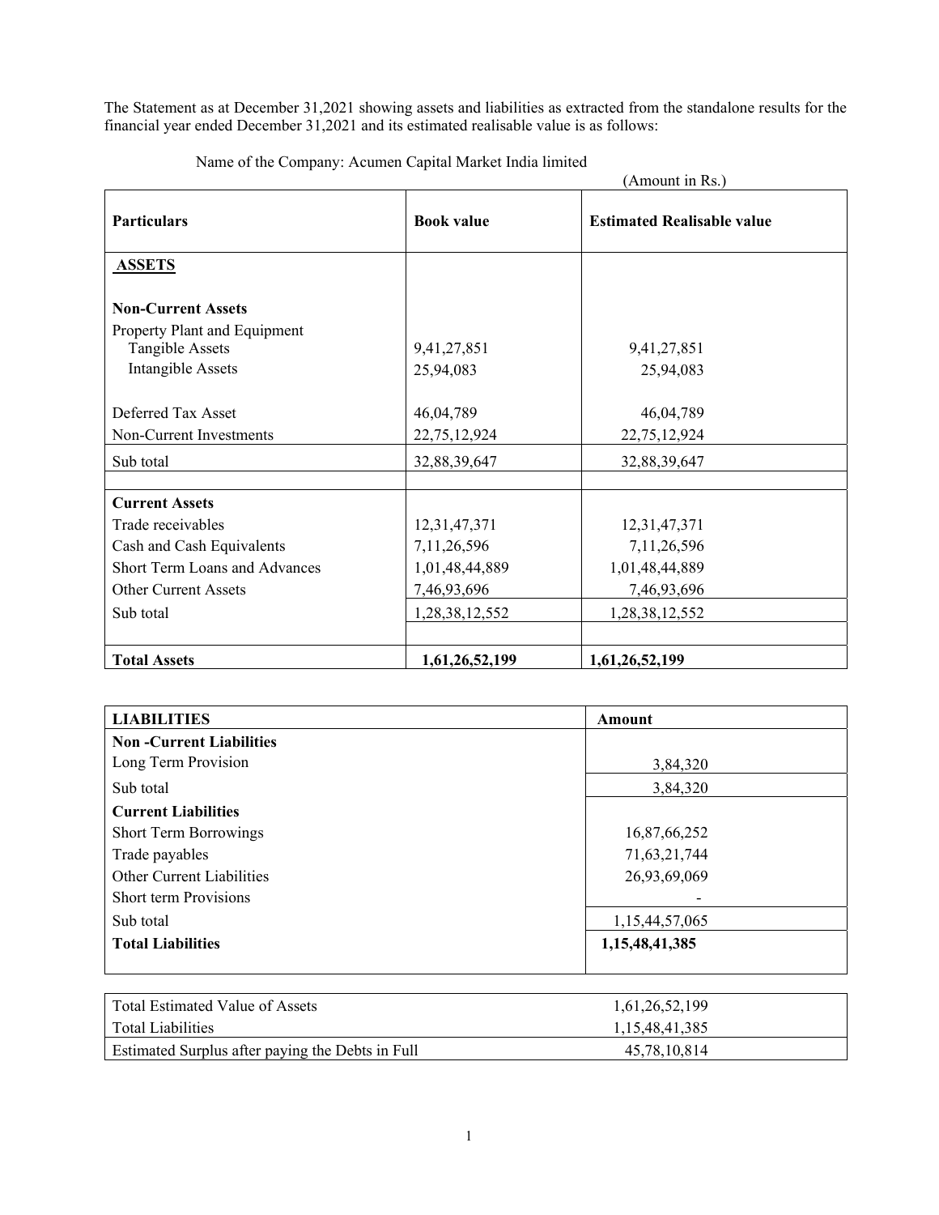The Statement as at December 31,2021 showing assets and liabilities as extracted from the standalone results for the financial year ended December 31,2021 and its estimated realisable value is as follows:

Name of the Company: Acumen Capital Market India limited

(Amount in Rs.)

| Particulars | Book value | Estimated Realisable value |
|---|---|---|
| **ASSETS** | | |
| **Non-Current Assets** | | |
| Property Plant and Equipment | | |
| Tangible Assets | 9,41,27,851 | 9,41,27,851 |
| Intangible Assets | 25,94,083 | 25,94,083 |
| Deferred Tax Asset | 46,04,789 | 46,04,789 |
| Non-Current Investments | 22,75,12,924 | 22,75,12,924 |
| Sub total | 32,88,39,647 | 32,88,39,647 |
| **Current Assets** | | |
| Trade receivables | 12,31,47,371 | 12,31,47,371 |
| Cash and Cash Equivalents | 7,11,26,596 | 7,11,26,596 |
| Short Term Loans and Advances | 1,01,48,44,889 | 1,01,48,44,889 |
| Other Current Assets | 7,46,93,696 | 7,46,93,696 |
| Sub total | 1,28,38,12,552 | 1,28,38,12,552 |
| **Total Assets** | **1,61,26,52,199** | **1,61,26,52,199** |

| LIABILITIES | Amount |
|---|---|
| **Non -Current Liabilities** | |
| Long Term Provision | 3,84,320 |
| Sub total | 3,84,320 |
| **Current Liabilities** | |
| Short Term Borrowings | 16,87,66,252 |
| Trade payables | 71,63,21,744 |
| Other Current Liabilities | 26,93,69,069 |
| Short term Provisions | - |
| Sub total | 1,15,44,57,065 |
| **Total Liabilities** | **1,15,48,41,385** |

| | |
|---|---|
| Total Estimated Value of Assets | 1,61,26,52,199 |
| Total Liabilities | 1,15,48,41,385 |
| Estimated Surplus after paying the Debts in Full | 45,78,10,814 |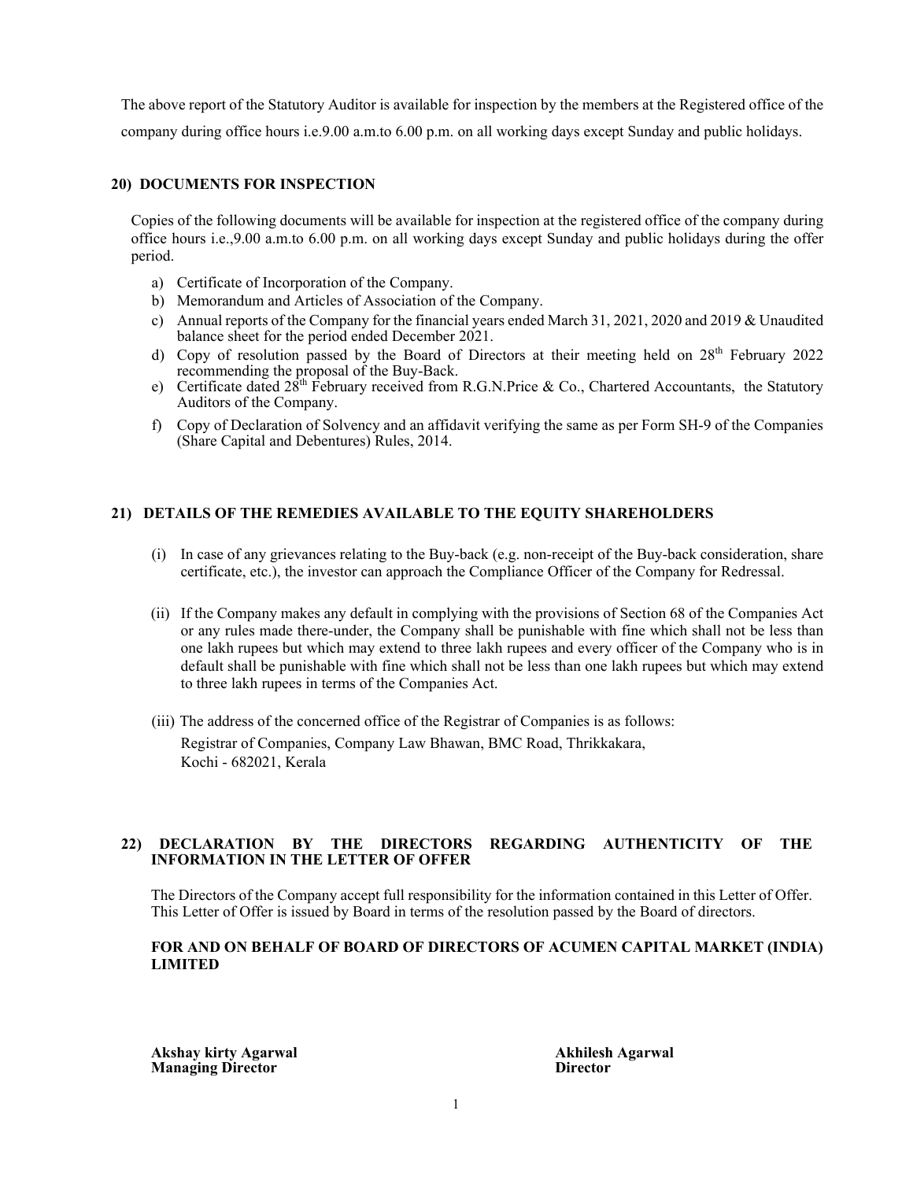The above report of the Statutory Auditor is available for inspection by the members at the Registered office of the company during office hours i.e.9.00 a.m.to 6.00 p.m. on all working days except Sunday and public holidays.

## 20) DOCUMENTS FOR INSPECTION

Copies of the following documents will be available for inspection at the registered office of the company during office hours i.e.,9.00 a.m.to 6.00 p.m. on all working days except Sunday and public holidays during the offer period.

a) Certificate of Incorporation of the Company.
b) Memorandum and Articles of Association of the Company.
c) Annual reports of the Company for the financial years ended March 31, 2021, 2020 and 2019 & Unaudited balance sheet for the period ended December 2021.
d) Copy of resolution passed by the Board of Directors at their meeting held on 28th February 2022 recommending the proposal of the Buy-Back.
e) Certificate dated 28th February received from R.G.N.Price & Co., Chartered Accountants, the Statutory Auditors of the Company.
f) Copy of Declaration of Solvency and an affidavit verifying the same as per Form SH-9 of the Companies (Share Capital and Debentures) Rules, 2014.

## 21) DETAILS OF THE REMEDIES AVAILABLE TO THE EQUITY SHAREHOLDERS

(i) In case of any grievances relating to the Buy-back (e.g. non-receipt of the Buy-back consideration, share certificate, etc.), the investor can approach the Compliance Officer of the Company for Redressal.

(ii) If the Company makes any default in complying with the provisions of Section 68 of the Companies Act or any rules made there-under, the Company shall be punishable with fine which shall not be less than one lakh rupees but which may extend to three lakh rupees and every officer of the Company who is in default shall be punishable with fine which shall not be less than one lakh rupees but which may extend to three lakh rupees in terms of the Companies Act.

(iii) The address of the concerned office of the Registrar of Companies is as follows:
Registrar of Companies, Company Law Bhawan, BMC Road, Thrikkakara,
Kochi - 682021, Kerala

## 22) DECLARATION BY THE DIRECTORS REGARDING AUTHENTICITY OF THE INFORMATION IN THE LETTER OF OFFER

The Directors of the Company accept full responsibility for the information contained in this Letter of Offer. This Letter of Offer is issued by Board in terms of the resolution passed by the Board of directors.

**FOR AND ON BEHALF OF BOARD OF DIRECTORS OF ACUMEN CAPITAL MARKET (INDIA) LIMITED**

**Akshay kirty Agarwal**
**Managing Director**

**Akhilesh Agarwal**
**Director**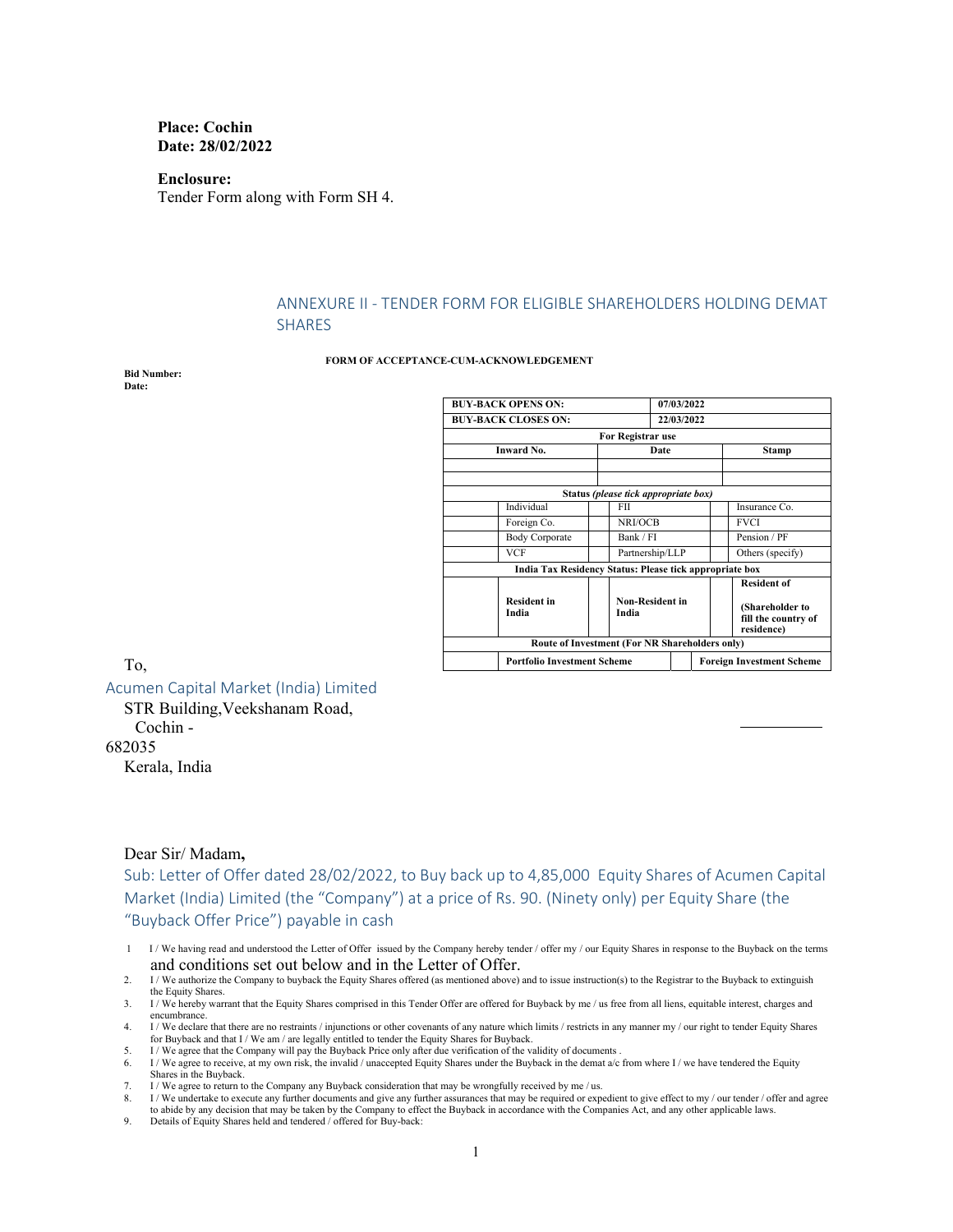**Place: Cochin**
**Date: 28/02/2022**

**Enclosure:**
Tender Form along with Form SH 4.

## ANNEXURE II - TENDER FORM FOR ELIGIBLE SHAREHOLDERS HOLDING DEMAT SHARES

**FORM OF ACCEPTANCE-CUM-ACKNOWLEDGEMENT**

**Bid Number:**
**Date:**

| **BUY-BACK OPENS ON:** | | | | **07/03/2022** | | |
|---|---|---|---|---|---|---|
| **BUY-BACK CLOSES ON:** | | | | **22/03/2022** | | |
| **For Registrar use** | | | | | | |
| **Inward No.** | | | **Date** | | | **Stamp** |
| | | | | | | |
| | | | | | | |
| **Status** *(please tick appropriate box)* | | | | | | |
| | Individual | | FII | | | Insurance Co. |
| | Foreign Co. | | NRI/OCB | | | FVCI |
| | Body Corporate | | Bank / FI | | | Pension / PF |
| | VCF | | Partnership/LLP | | | Others (specify) |
| **India Tax Residency Status: Please tick appropriate box** | | | | | | |
| | **Resident in India** | | **Non-Resident in India** | | | **Resident of** **(Shareholder to fill the country of residence)** |
| **Route of Investment (For NR Shareholders only)** | | | | | | |
| | **Portfolio Investment Scheme** | | | | | **Foreign Investment Scheme** |

To,
Acumen Capital Market (India) Limited
STR Building,Veekshanam Road,
Cochin - 682035
Kerala, India

Dear Sir/ Madam**,**

Sub: Letter of Offer dated 28/02/2022, to Buy back up to 4,85,000 Equity Shares of Acumen Capital Market (India) Limited (the "Company") at a price of Rs. 90. (Ninety only) per Equity Share (the "Buyback Offer Price") payable in cash

1. I / We having read and understood the Letter of Offer issued by the Company hereby tender / offer my / our Equity Shares in response to the Buyback on the terms and conditions set out below and in the Letter of Offer.
2. I / We authorize the Company to buyback the Equity Shares offered (as mentioned above) and to issue instruction(s) to the Registrar to the Buyback to extinguish the Equity Shares.
3. I / We hereby warrant that the Equity Shares comprised in this Tender Offer are offered for Buyback by me / us free from all liens, equitable interest, charges and encumbrance.
4. I / We declare that there are no restraints / injunctions or other covenants of any nature which limits / restricts in any manner my / our right to tender Equity Shares for Buyback and that I / We am / are legally entitled to tender the Equity Shares for Buyback.
5. I / We agree that the Company will pay the Buyback Price only after due verification of the validity of documents .
6. I / We agree to receive, at my own risk, the invalid / unaccepted Equity Shares under the Buyback in the demat a/c from where I / we have tendered the Equity Shares in the Buyback.
7. I / We agree to return to the Company any Buyback consideration that may be wrongfully received by me / us.
8. I / We undertake to execute any further documents and give any further assurances that may be required or expedient to give effect to my / our tender / offer and agree to abide by any decision that may be taken by the Company to effect the Buyback in accordance with the Companies Act, and any other applicable laws.
9. Details of Equity Shares held and tendered / offered for Buy-back: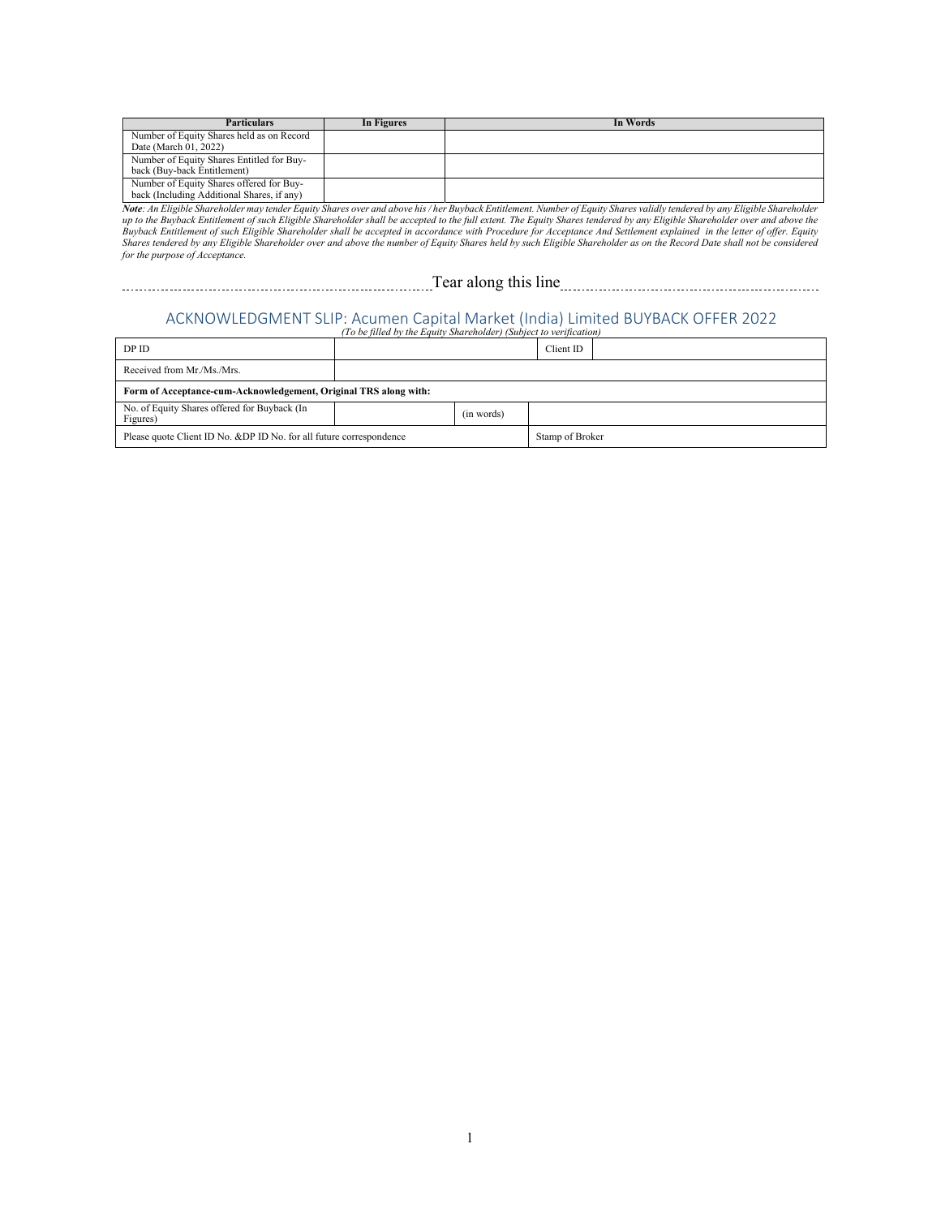| Particulars | In Figures | In Words |
|---|---|---|
| Number of Equity Shares held as on Record Date (March 01, 2022) | | |
| Number of Equity Shares Entitled for Buy-back (Buy-back Entitlement) | | |
| Number of Equity Shares offered for Buy-back (Including Additional Shares, if any) | | |

***Note**: An Eligible Shareholder may tender Equity Shares over and above his / her Buyback Entitlement. Number of Equity Shares validly tendered by any Eligible Shareholder up to the Buyback Entitlement of such Eligible Shareholder shall be accepted to the full extent. The Equity Shares tendered by any Eligible Shareholder over and above the Buyback Entitlement of such Eligible Shareholder shall be accepted in accordance with Procedure for Acceptance And Settlement explained in the letter of offer. Equity Shares tendered by any Eligible Shareholder over and above the number of Equity Shares held by such Eligible Shareholder as on the Record Date shall not be considered for the purpose of Acceptance.*

---------------------------------------- Tear along this line ----------------------------------------

## ACKNOWLEDGMENT SLIP: Acumen Capital Market (India) Limited BUYBACK OFFER 2022

*(To be filled by the Equity Shareholder) (Subject to verification)*

| DP ID | | Client ID | |
|---|---|---|---|
| Received from Mr./Ms./Mrs. | | | |
| **Form of Acceptance-cum-Acknowledgement, Original TRS along with:** | | | |
| No. of Equity Shares offered for Buyback (In Figures) | | (in words) | |
| Please quote Client ID No. &DP ID No. for all future correspondence | | Stamp of Broker | |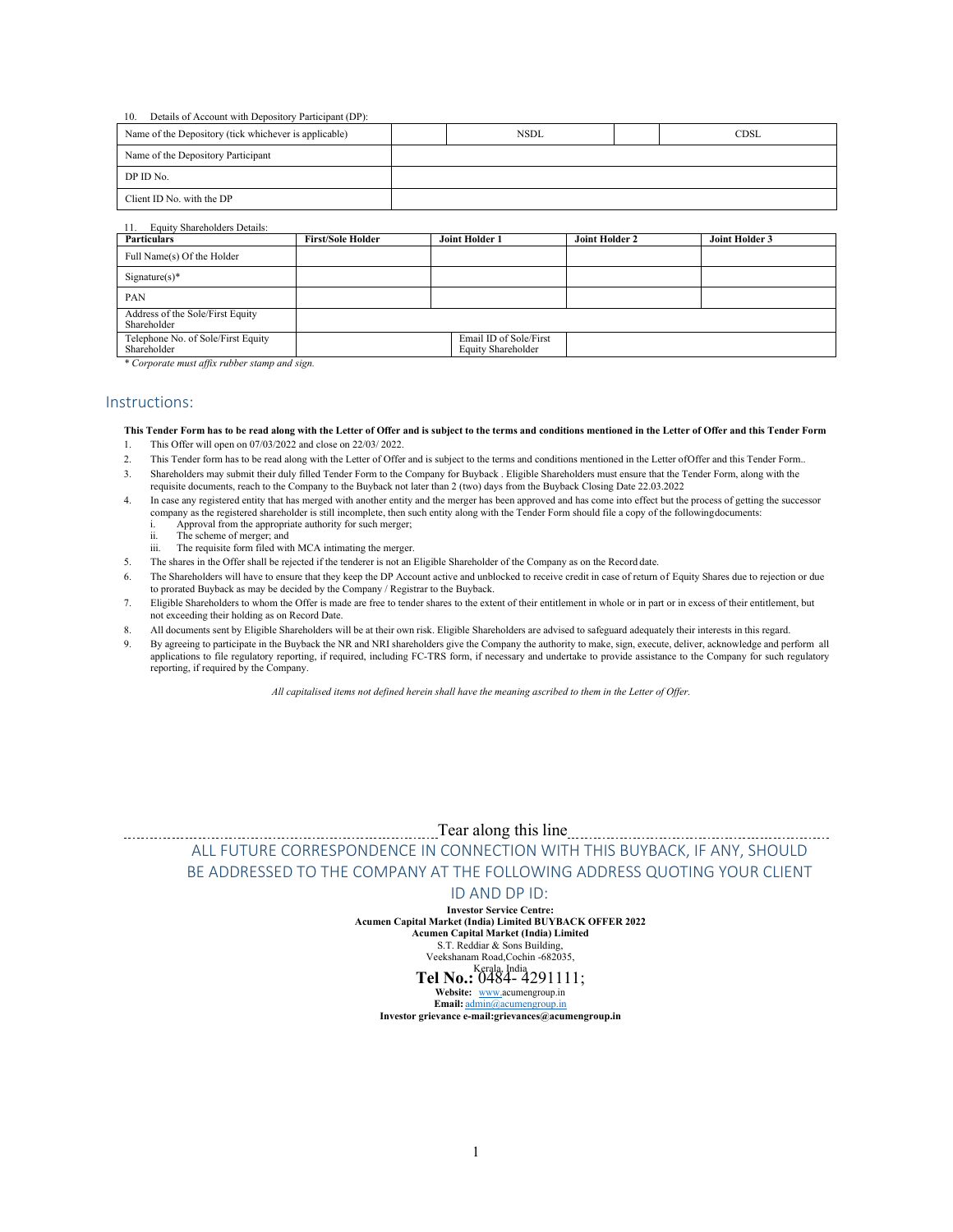10. Details of Account with Depository Participant (DP):

| Name of the Depository (tick whichever is applicable) | | NSDL | | CDSL |
|---|---|---|---|---|
| Name of the Depository Participant | | | | |
| DP ID No. | | | | |
| Client ID No. with the DP | | | | |

11. Equity Shareholders Details:

| Particulars | First/Sole Holder | Joint Holder 1 | Joint Holder 2 | Joint Holder 3 |
|---|---|---|---|---|
| Full Name(s) Of the Holder | | | | |
| Signature(s)* | | | | |
| PAN | | | | |
| Address of the Sole/First Equity Shareholder | | | | |
| Telephone No. of Sole/First Equity Shareholder | | Email ID of Sole/First Equity Shareholder | | |

* *Corporate must affix rubber stamp and sign.*

## Instructions:

**This Tender Form has to be read along with the Letter of Offer and is subject to the terms and conditions mentioned in the Letter of Offer and this Tender Form**

1. This Offer will open on 07/03/2022 and close on 22/03/ 2022.
2. This Tender form has to be read along with the Letter of Offer and is subject to the terms and conditions mentioned in the Letter ofOffer and this Tender Form..
3. Shareholders may submit their duly filled Tender Form to the Company for Buyback . Eligible Shareholders must ensure that the Tender Form, along with the requisite documents, reach to the Company to the Buyback not later than 2 (two) days from the Buyback Closing Date 22.03.2022
4. In case any registered entity that has merged with another entity and the merger has been approved and has come into effect but the process of getting the successor company as the registered shareholder is still incomplete, then such entity along with the Tender Form should file a copy of the followingdocuments:
   i. Approval from the appropriate authority for such merger;
   ii. The scheme of merger; and
   iii. The requisite form filed with MCA intimating the merger.
5. The shares in the Offer shall be rejected if the tenderer is not an Eligible Shareholder of the Company as on the Record date.
6. The Shareholders will have to ensure that they keep the DP Account active and unblocked to receive credit in case of return of Equity Shares due to rejection or due to prorated Buyback as may be decided by the Company / Registrar to the Buyback.
7. Eligible Shareholders to whom the Offer is made are free to tender shares to the extent of their entitlement in whole or in part or in excess of their entitlement, but not exceeding their holding as on Record Date.
8. All documents sent by Eligible Shareholders will be at their own risk. Eligible Shareholders are advised to safeguard adequately their interests in this regard.
9. By agreeing to participate in the Buyback the NR and NRI shareholders give the Company the authority to make, sign, execute, deliver, acknowledge and perform all applications to file regulatory reporting, if required, including FC-TRS form, if necessary and undertake to provide assistance to the Company for such regulatory reporting, if required by the Company.

*All capitalised items not defined herein shall have the meaning ascribed to them in the Letter of Offer.*

Tear along this line

ALL FUTURE CORRESPONDENCE IN CONNECTION WITH THIS BUYBACK, IF ANY, SHOULD BE ADDRESSED TO THE COMPANY AT THE FOLLOWING ADDRESS QUOTING YOUR CLIENT ID AND DP ID:

**Investor Service Centre:**
**Acumen Capital Market (India) Limited BUYBACK OFFER 2022**
**Acumen Capital Market (India) Limited**
S.T. Reddiar & Sons Building,
Veekshanam Road,Cochin -682035,
Kerala, India
**Tel No.:** 0484- 4291111;
**Website:** www.acumengroup.in
**Email:** admin@acumengroup.in
**Investor grievance e-mail:grievances@acumengroup.in**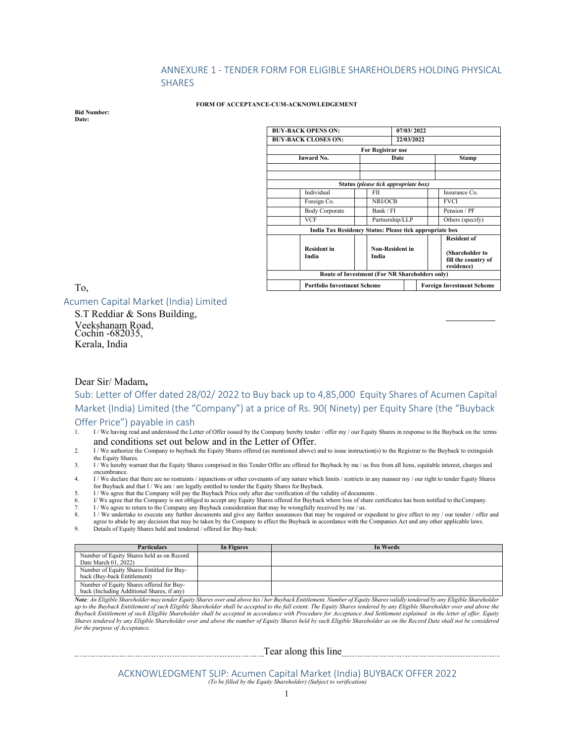## ANNEXURE 1 - TENDER FORM FOR ELIGIBLE SHAREHOLDERS HOLDING PHYSICAL SHARES

**FORM OF ACCEPTANCE-CUM-ACKNOWLEDGEMENT**

**Bid Number:**
**Date:**

| **BUY-BACK OPENS ON:** | | | **07/03/ 2022** | | |
|---|---|---|---|---|---|
| **BUY-BACK CLOSES ON:** | | | **22/03/2022** | | |
| **For Registrar use** | | | | | |
| **Inward No.** | | **Date** | | **Stamp** | |
| | | | | | |
| | | | | | |
| **Status** *(please tick appropriate box)* | | | | | |
| | Individual | | FII | | Insurance Co. |
| | Foreign Co. | | NRI/OCB | | FVCI |
| | Body Corporate | | Bank / FI | | Pension / PF |
| | VCF | | Partnership/LLP | | Others (specify) |
| **India Tax Residency Status: Please tick appropriate box** | | | | | |
| | **Resident in India** | | **Non-Resident in India** | | **Resident of** **(Shareholder to fill the country of residence)** |
| **Route of Investment (For NR Shareholders only)** | | | | | |
| | **Portfolio Investment Scheme** | | | | **Foreign Investment Scheme** |

To,

Acumen Capital Market (India) Limited
S.T Reddiar & Sons Building,
Veekshanam Road,
Cochin -682035,
Kerala, India

Dear Sir/ Madam**,**

Sub: Letter of Offer dated 28/02/ 2022 to Buy back up to 4,85,000 Equity Shares of Acumen Capital Market (India) Limited (the "Company") at a price of Rs. 90( Ninety) per Equity Share (the "Buyback Offer Price") payable in cash

1. I / We having read and understood the Letter of Offer issued by the Company hereby tender / offer my / our Equity Shares in response to the Buyback on the terms and conditions set out below and in the Letter of Offer.
2. I / We authorize the Company to buyback the Equity Shares offered (as mentioned above) and to issue instruction(s) to the Registrar to the Buyback to extinguish the Equity Shares.
3. I / We hereby warrant that the Equity Shares comprised in this Tender Offer are offered for Buyback by me / us free from all liens, equitable interest, charges and encumbrance.
4. I / We declare that there are no restraints / injunctions or other covenants of any nature which limits / restricts in any manner my / our right to tender Equity Shares for Buyback and that I / We am / are legally entitled to tender the Equity Shares for Buyback.
5. I / We agree that the Company will pay the Buyback Price only after due verification of the validity of documents .
6. I/ We agree that the Company is not obliged to accept any Equity Shares offered for Buyback where loss of share certificates has been notified to the Company.
7. I / We agree to return to the Company any Buyback consideration that may be wrongfully received by me / us.
8. I / We undertake to execute any further documents and give any further assurances that may be required or expedient to give effect to my / our tender / offer and agree to abide by any decision that may be taken by the Company to effect the Buyback in accordance with the Companies Act and any other applicable laws.
9. Details of Equity Shares held and tendered / offered for Buy-back:

| Particulars | In Figures | In Words |
|---|---|---|
| Number of Equity Shares held as on Record Date March 01, 2022) | | |
| Number of Equity Shares Entitled for Buy-back (Buy-back Entitlement) | | |
| Number of Equity Shares offered for Buy-back (Including Additional Shares, if any) | | |

***Note**: An Eligible Shareholder may tender Equity Shares over and above his / her Buyback Entitlement. Number of Equity Shares validly tendered by any Eligible Shareholder up to the Buyback Entitlement of such Eligible Shareholder shall be accepted to the full extent. The Equity Shares tendered by any Eligible Shareholder over and above the Buyback Entitlement of such Eligible Shareholder shall be accepted in accordance with Procedure for Acceptance And Settlement explained in the letter of offer. Equity Shares tendered by any Eligible Shareholder over and above the number of Equity Shares held by such Eligible Shareholder as on the Record Date shall not be considered for the purpose of Acceptance.*

Tear along this line

ACKNOWLEDGMENT SLIP: Acumen Capital Market (India) BUYBACK OFFER 2022
*(To be filled by the Equity Shareholder) (Subject to verification)*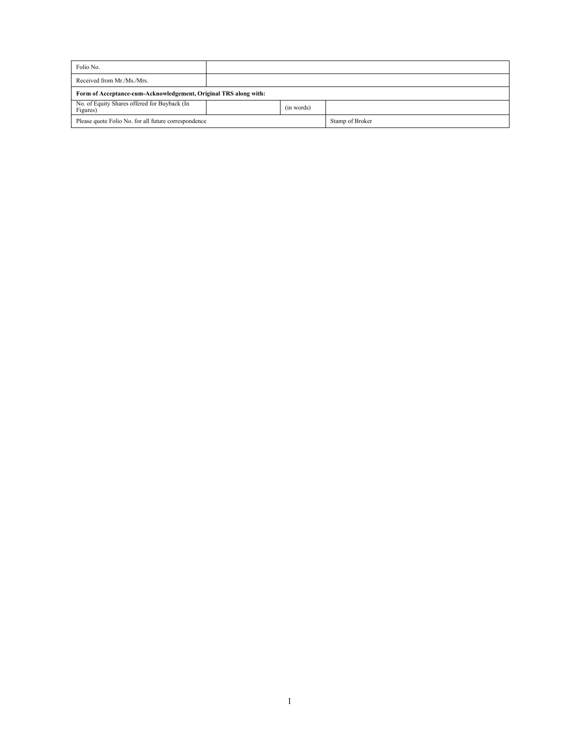| Folio No. | | | |
| --- | --- | --- | --- |
| Received from Mr./Ms./Mrs. | | | |
| **Form of Acceptance-cum-Acknowledgement, Original TRS along with:** | | | |
| No. of Equity Shares offered for Buyback (In Figures) | | (in words) | |
| Please quote Folio No. for all future correspondence | | | Stamp of Broker |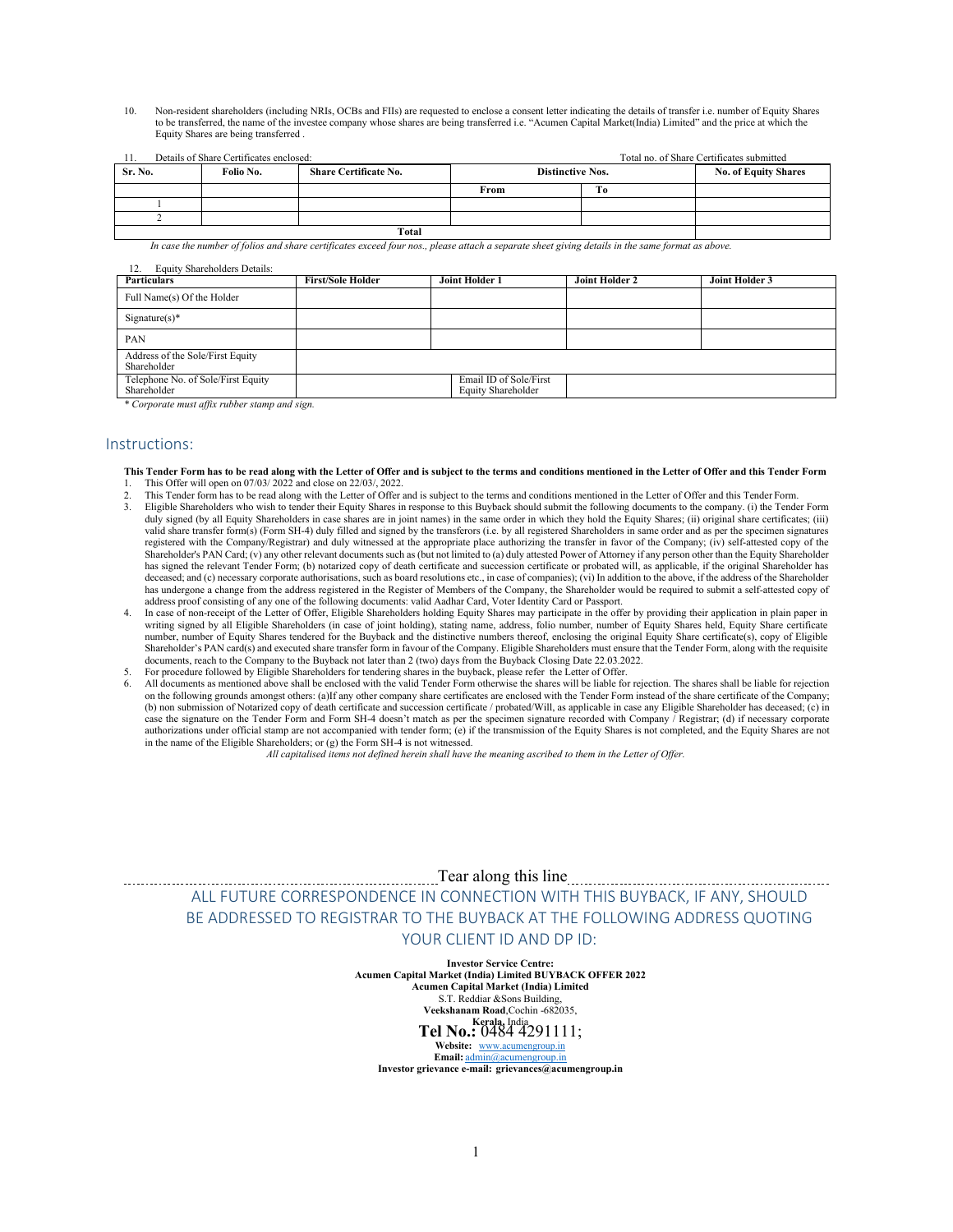10. Non-resident shareholders (including NRIs, OCBs and FIIs) are requested to enclose a consent letter indicating the details of transfer i.e. number of Equity Shares to be transferred, the name of the investee company whose shares are being transferred i.e. "Acumen Capital Market(India) Limited" and the price at which the Equity Shares are being transferred .

11. Details of Share Certificates enclosed: Total no. of Share Certificates submitted

| Sr. No. | Folio No. | Share Certificate No. | Distinctive Nos. | | No. of Equity Shares |
|---|---|---|---|---|---|
| | | | From | To | |
| 1 | | | | | |
| 2 | | | | | |
| Total | | | | | |

*In case the number of folios and share certificates exceed four nos., please attach a separate sheet giving details in the same format as above.*

12. Equity Shareholders Details:

| Particulars | First/Sole Holder | Joint Holder 1 | Joint Holder 2 | Joint Holder 3 |
|---|---|---|---|---|
| Full Name(s) Of the Holder | | | | |
| Signature(s)* | | | | |
| PAN | | | | |
| Address of the Sole/First Equity Shareholder | | | | |
| Telephone No. of Sole/First Equity Shareholder | | Email ID of Sole/First Equity Shareholder | | |

*\* Corporate must affix rubber stamp and sign.*

## Instructions:

**This Tender Form has to be read along with the Letter of Offer and is subject to the terms and conditions mentioned in the Letter of Offer and this Tender Form**

1. This Offer will open on 07/03/ 2022 and close on 22/03/, 2022.
2. This Tender form has to be read along with the Letter of Offer and is subject to the terms and conditions mentioned in the Letter of Offer and this Tender Form.
3. Eligible Shareholders who wish to tender their Equity Shares in response to this Buyback should submit the following documents to the company. (i) the Tender Form duly signed (by all Equity Shareholders in case shares are in joint names) in the same order in which they hold the Equity Shares; (ii) original share certificates; (iii) valid share transfer form(s) (Form SH-4) duly filled and signed by the transferors (i.e. by all registered Shareholders in same order and as per the specimen signatures registered with the Company/Registrar) and duly witnessed at the appropriate place authorizing the transfer in favor of the Company; (iv) self-attested copy of the Shareholder's PAN Card; (v) any other relevant documents such as (but not limited to (a) duly attested Power of Attorney if any person other than the Equity Shareholder has signed the relevant Tender Form; (b) notarized copy of death certificate and succession certificate or probated will, as applicable, if the original Shareholder has deceased; and (c) necessary corporate authorisations, such as board resolutions etc., in case of companies); (vi) In addition to the above, if the address of the Shareholder has undergone a change from the address registered in the Register of Members of the Company, the Shareholder would be required to submit a self-attested copy of address proof consisting of any one of the following documents: valid Aadhar Card, Voter Identity Card or Passport.
4. In case of non-receipt of the Letter of Offer, Eligible Shareholders holding Equity Shares may participate in the offer by providing their application in plain paper in writing signed by all Eligible Shareholders (in case of joint holding), stating name, address, folio number, number of Equity Shares held, Equity Share certificate number, number of Equity Shares tendered for the Buyback and the distinctive numbers thereof, enclosing the original Equity Share certificate(s), copy of Eligible Shareholder's PAN card(s) and executed share transfer form in favour of the Company. Eligible Shareholders must ensure that the Tender Form, along with the requisite documents, reach to the Company to the Buyback not later than 2 (two) days from the Buyback Closing Date 22.03.2022.
5. For procedure followed by Eligible Shareholders for tendering shares in the buyback, please refer the Letter of Offer.
6. All documents as mentioned above shall be enclosed with the valid Tender Form otherwise the shares will be liable for rejection. The shares shall be liable for rejection on the following grounds amongst others: (a)If any other company share certificates are enclosed with the Tender Form instead of the share certificate of the Company; (b) non submission of Notarized copy of death certificate and succession certificate / probated/Will, as applicable in case any Eligible Shareholder has deceased; (c) in case the signature on the Tender Form and Form SH-4 doesn't match as per the specimen signature recorded with Company / Registrar; (d) if necessary corporate authorizations under official stamp are not accompanied with tender form; (e) if the transmission of the Equity Shares is not completed, and the Equity Shares are not in the name of the Eligible Shareholders; or (g) the Form SH-4 is not witnessed.

*All capitalised items not defined herein shall have the meaning ascribed to them in the Letter of Offer.*

Tear along this line

ALL FUTURE CORRESPONDENCE IN CONNECTION WITH THIS BUYBACK, IF ANY, SHOULD BE ADDRESSED TO REGISTRAR TO THE BUYBACK AT THE FOLLOWING ADDRESS QUOTING YOUR CLIENT ID AND DP ID:

**Investor Service Centre:**
**Acumen Capital Market (India) Limited BUYBACK OFFER 2022**
**Acumen Capital Market (India) Limited**
S.T. Reddiar &Sons Building,
**Veekshanam Road**,Cochin -682035,
**Kerala**, India
**Tel No.:** 0484 4291111;
**Website:** www.acumengroup.in
**Email:** admin@acumengroup.in
**Investor grievance e-mail: grievances@acumengroup.in**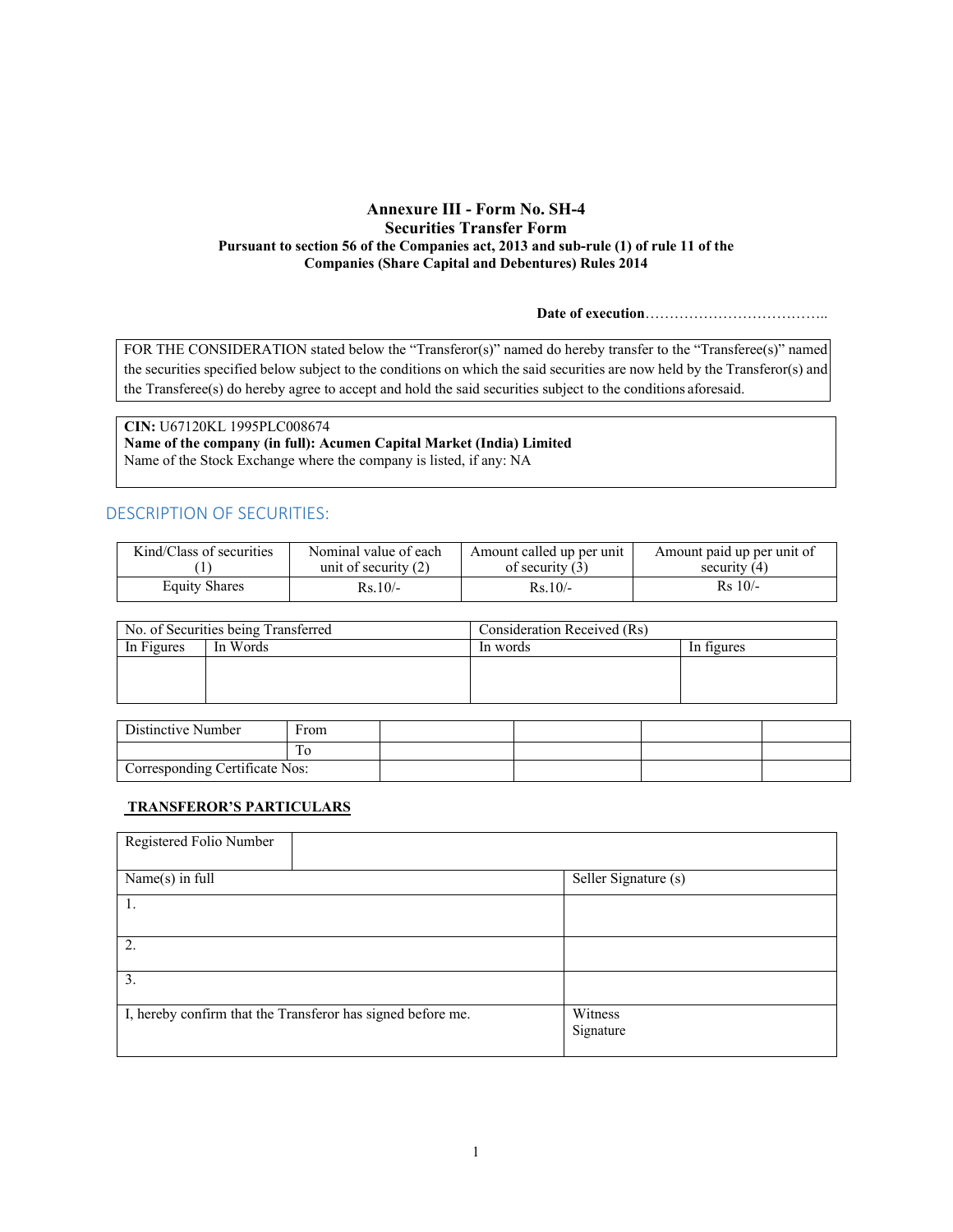**Annexure III - Form No. SH-4**
**Securities Transfer Form**
**Pursuant to section 56 of the Companies act, 2013 and sub-rule (1) of rule 11 of the Companies (Share Capital and Debentures) Rules 2014**

**Date of execution**………………………………..

FOR THE CONSIDERATION stated below the "Transferor(s)" named do hereby transfer to the "Transferee(s)" named the securities specified below subject to the conditions on which the said securities are now held by the Transferor(s) and the Transferee(s) do hereby agree to accept and hold the said securities subject to the conditions aforesaid.

**CIN:** U67120KL 1995PLC008674
**Name of the company (in full): Acumen Capital Market (India) Limited**
Name of the Stock Exchange where the company is listed, if any: NA

## DESCRIPTION OF SECURITIES:

| Kind/Class of securities (1) | Nominal value of each unit of security (2) | Amount called up per unit of security (3) | Amount paid up per unit of security (4) |
|---|---|---|---|
| Equity Shares | Rs.10/- | Rs.10/- | Rs 10/- |

| No. of Securities being Transferred | | Consideration Received (Rs) | |
|---|---|---|---|
| In Figures | In Words | In words | In figures |
| | | | |

| Distinctive Number | From | | | | |
|---|---|---|---|---|---|
| | To | | | | |
| Corresponding Certificate Nos: | | | | | |

**TRANSFEROR'S PARTICULARS**

| Registered Folio Number | |
|---|---|
| Name(s) in full | Seller Signature (s) |
| 1. | |
| 2. | |
| 3. | |
| I, hereby confirm that the Transferor has signed before me. | Witness Signature |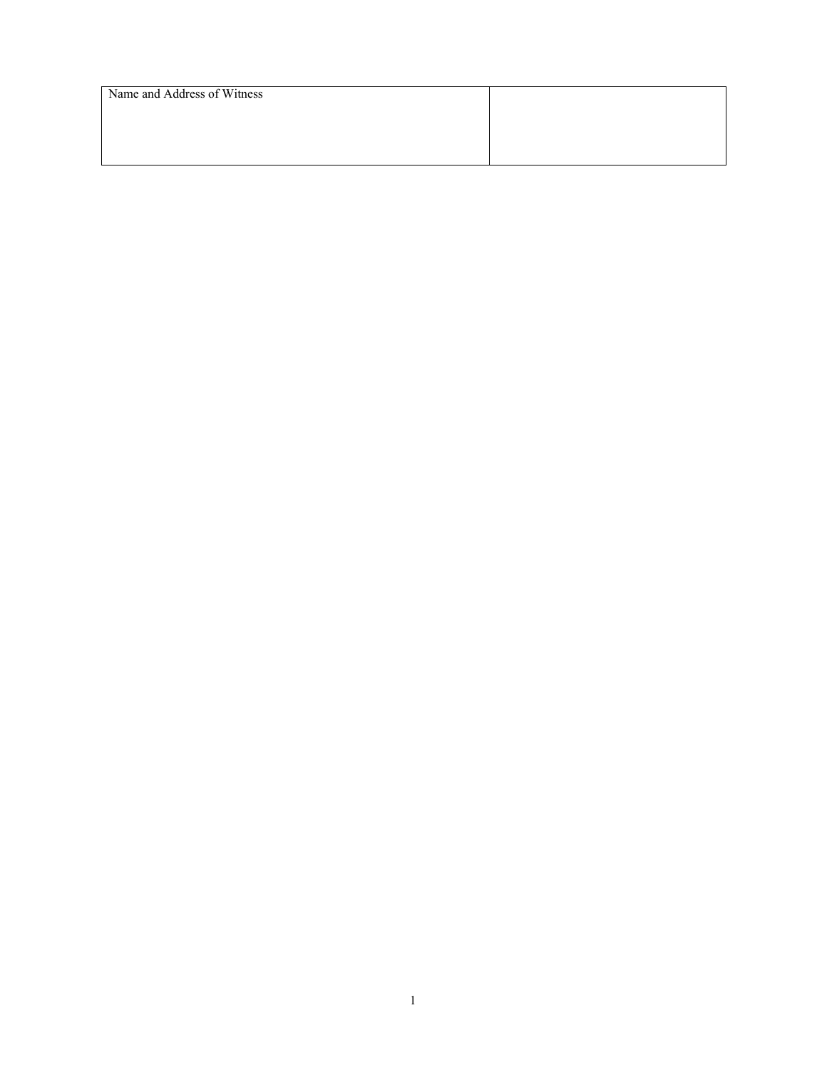| Name and Address of Witness | |
|---|---|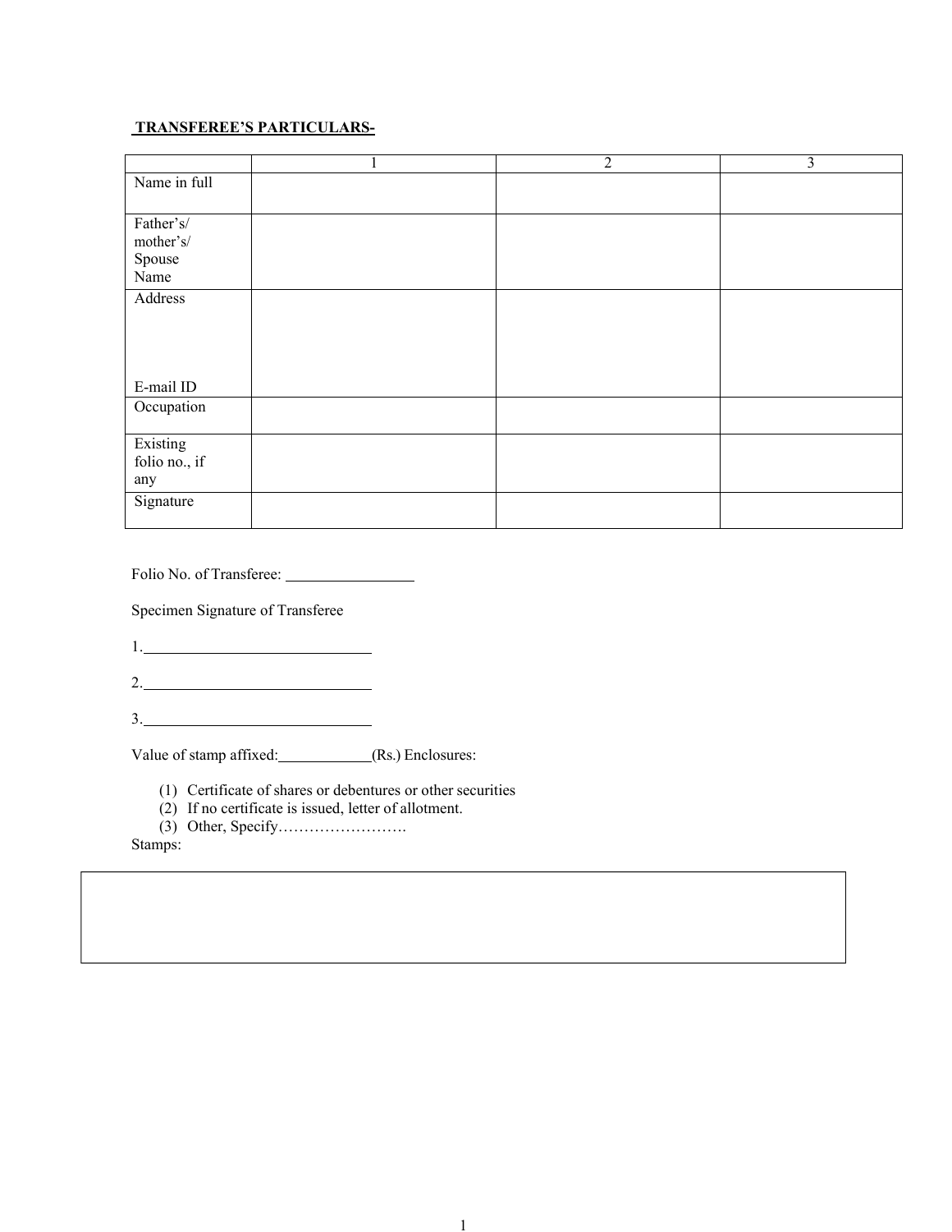**TRANSFEREE'S PARTICULARS-**

| | 1 | 2 | 3 |
|---|---|---|---|
| Name in full | | | |
| Father's/ mother's/ Spouse Name | | | |
| Address<br><br>E-mail ID | | | |
| Occupation | | | |
| Existing folio no., if any | | | |
| Signature | | | |

Folio No. of Transferee: ________________

Specimen Signature of Transferee

1.______________________________

2.______________________________

3.______________________________

Value of stamp affixed:____________(Rs.) Enclosures:

(1) Certificate of shares or debentures or other securities
(2) If no certificate is issued, letter of allotment.
(3) Other, Specify…………………….

Stamps: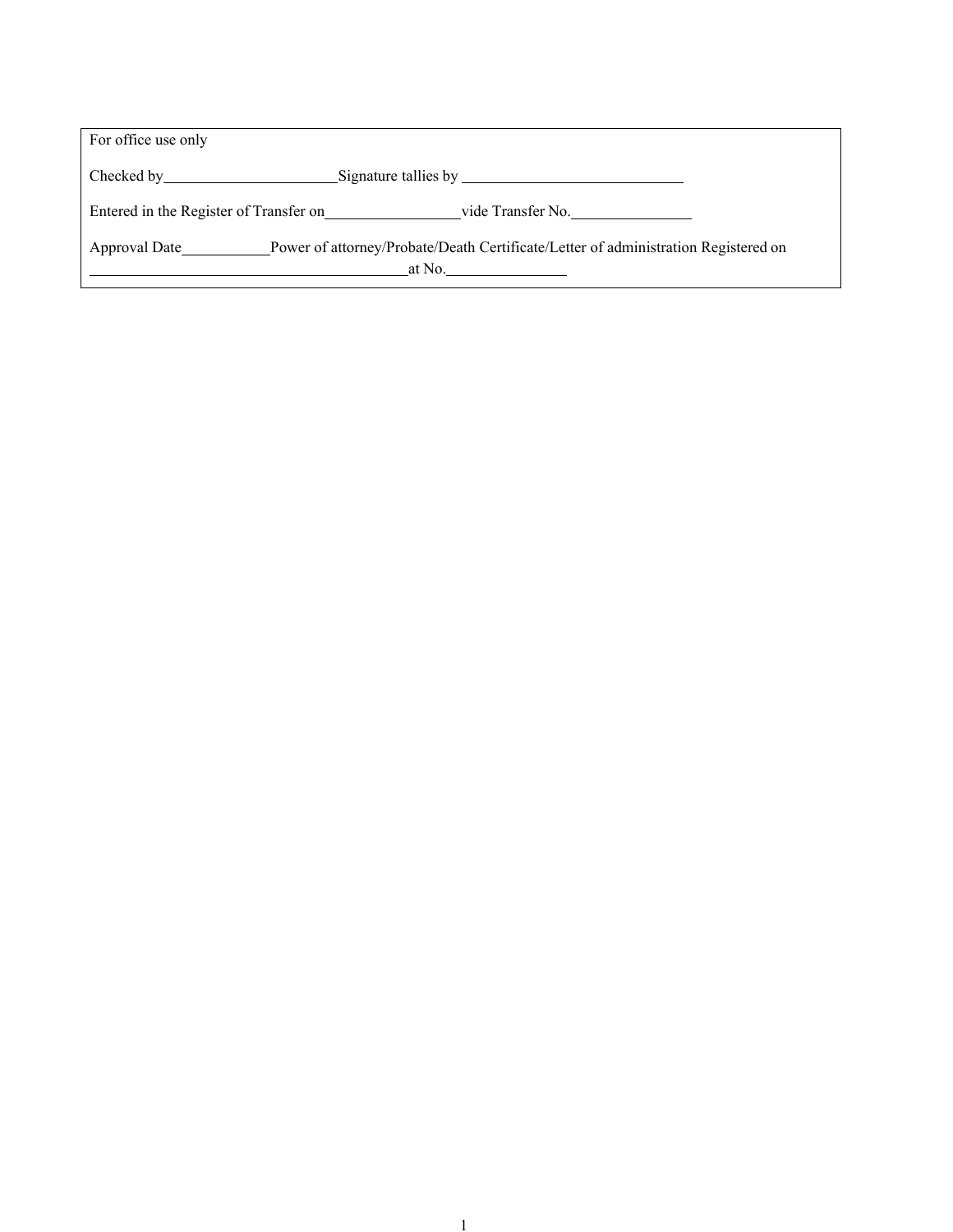For office use only

Checked by\_\_\_\_\_\_\_\_\_\_\_\_\_\_\_\_\_\_\_\_\_\_ Signature tallies by \_\_\_\_\_\_\_\_\_\_\_\_\_\_\_\_\_\_\_\_\_\_\_\_\_\_\_\_\_\_

Entered in the Register of Transfer on\_\_\_\_\_\_\_\_\_\_\_\_\_\_\_\_\_\_ vide Transfer No.\_\_\_\_\_\_\_\_\_\_\_\_\_\_\_\_

Approval Date\_\_\_\_\_\_\_\_\_\_\_\_ Power of attorney/Probate/Death Certificate/Letter of administration Registered on \_\_\_\_\_\_\_\_\_\_\_\_\_\_\_\_\_\_\_\_\_\_\_\_\_\_\_\_\_\_\_\_\_\_\_\_\_\_\_\_\_\_\_ at No.\_\_\_\_\_\_\_\_\_\_\_\_\_\_\_\_